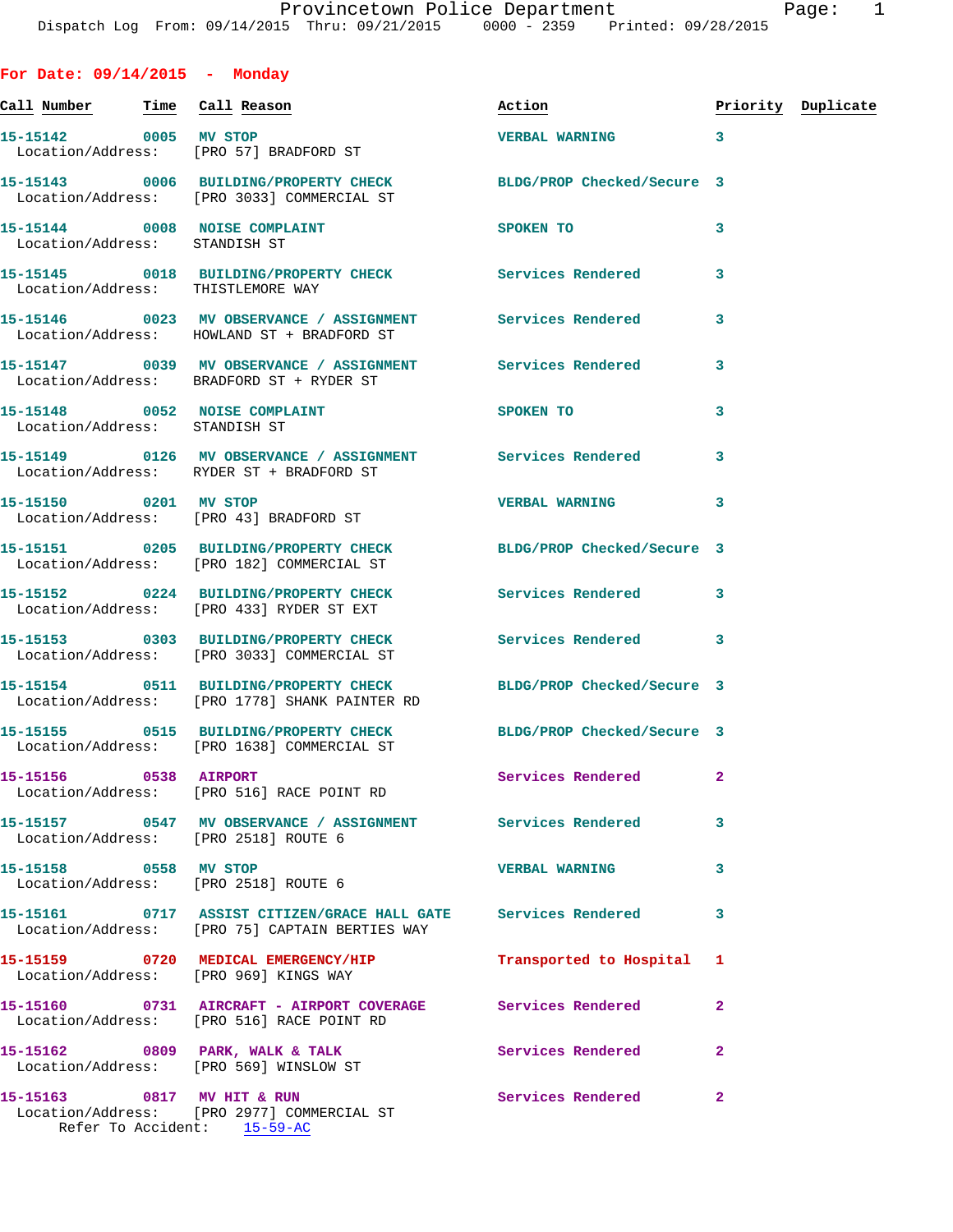Provincetown Police Department
Dispatch Log From: 09/14/2015 Thru: 09/21/2015 0000 - 2359 Printed: 09/28/2015

## For Date: 09/14/2015 - Monday

| Call Number | Time | Call Reason | Action | Priority | Duplicate |
|---|---|---|---|---|---|
| 15-15142 | 0005 | MV STOP<br>Location/Address: [PRO 57] BRADFORD ST | VERBAL WARNING | 3 | |
| 15-15143 | 0006 | BUILDING/PROPERTY CHECK<br>Location/Address: [PRO 3033] COMMERCIAL ST | BLDG/PROP Checked/Secure | 3 | |
| 15-15144 | 0008 | NOISE COMPLAINT<br>Location/Address: STANDISH ST | SPOKEN TO | 3 | |
| 15-15145 | 0018 | BUILDING/PROPERTY CHECK<br>Location/Address: THISTLEMORE WAY | Services Rendered | 3 | |
| 15-15146 | 0023 | MV OBSERVANCE / ASSIGNMENT<br>Location/Address: HOWLAND ST + BRADFORD ST | Services Rendered | 3 | |
| 15-15147 | 0039 | MV OBSERVANCE / ASSIGNMENT<br>Location/Address: BRADFORD ST + RYDER ST | Services Rendered | 3 | |
| 15-15148 | 0052 | NOISE COMPLAINT<br>Location/Address: STANDISH ST | SPOKEN TO | 3 | |
| 15-15149 | 0126 | MV OBSERVANCE / ASSIGNMENT<br>Location/Address: RYDER ST + BRADFORD ST | Services Rendered | 3 | |
| 15-15150 | 0201 | MV STOP<br>Location/Address: [PRO 43] BRADFORD ST | VERBAL WARNING | 3 | |
| 15-15151 | 0205 | BUILDING/PROPERTY CHECK<br>Location/Address: [PRO 182] COMMERCIAL ST | BLDG/PROP Checked/Secure | 3 | |
| 15-15152 | 0224 | BUILDING/PROPERTY CHECK<br>Location/Address: [PRO 433] RYDER ST EXT | Services Rendered | 3 | |
| 15-15153 | 0303 | BUILDING/PROPERTY CHECK<br>Location/Address: [PRO 3033] COMMERCIAL ST | Services Rendered | 3 | |
| 15-15154 | 0511 | BUILDING/PROPERTY CHECK<br>Location/Address: [PRO 1778] SHANK PAINTER RD | BLDG/PROP Checked/Secure | 3 | |
| 15-15155 | 0515 | BUILDING/PROPERTY CHECK<br>Location/Address: [PRO 1638] COMMERCIAL ST | BLDG/PROP Checked/Secure | 3 | |
| 15-15156 | 0538 | AIRPORT<br>Location/Address: [PRO 516] RACE POINT RD | Services Rendered | 2 | |
| 15-15157 | 0547 | MV OBSERVANCE / ASSIGNMENT<br>Location/Address: [PRO 2518] ROUTE 6 | Services Rendered | 3 | |
| 15-15158 | 0558 | MV STOP<br>Location/Address: [PRO 2518] ROUTE 6 | VERBAL WARNING | 3 | |
| 15-15161 | 0717 | ASSIST CITIZEN/GRACE HALL GATE<br>Location/Address: [PRO 75] CAPTAIN BERTIES WAY | Services Rendered | 3 | |
| 15-15159 | 0720 | MEDICAL EMERGENCY/HIP<br>Location/Address: [PRO 969] KINGS WAY | Transported to Hospital | 1 | |
| 15-15160 | 0731 | AIRCRAFT - AIRPORT COVERAGE<br>Location/Address: [PRO 516] RACE POINT RD | Services Rendered | 2 | |
| 15-15162 | 0809 | PARK, WALK & TALK<br>Location/Address: [PRO 569] WINSLOW ST | Services Rendered | 2 | |
| 15-15163 | 0817 | MV HIT & RUN<br>Location/Address: [PRO 2977] COMMERCIAL ST<br>Refer To Accident: 15-59-AC | Services Rendered | 2 | |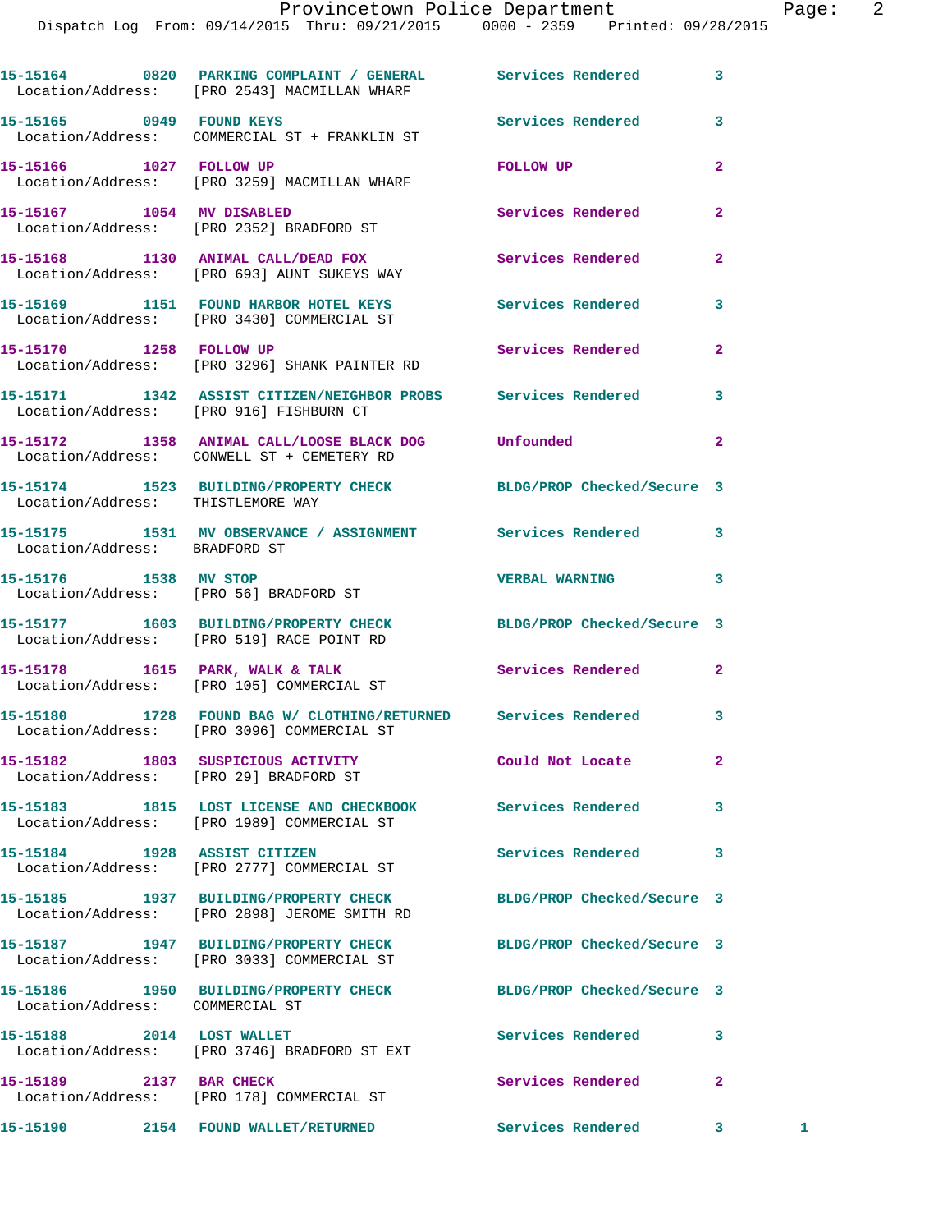15-15164 0820 PARKING COMPLAINT / GENERAL Services Rendered 3
Location/Address: [PRO 2543] MACMILLAN WHARF

15-15165 0949 FOUND KEYS Services Rendered 3
Location/Address: COMMERCIAL ST + FRANKLIN ST

15-15166 1027 FOLLOW UP FOLLOW UP 2
Location/Address: [PRO 3259] MACMILLAN WHARF

15-15167 1054 MV DISABLED Services Rendered 2
Location/Address: [PRO 2352] BRADFORD ST

15-15168 1130 ANIMAL CALL/DEAD FOX Services Rendered 2
Location/Address: [PRO 693] AUNT SUKEYS WAY

15-15169 1151 FOUND HARBOR HOTEL KEYS Services Rendered 3
Location/Address: [PRO 3430] COMMERCIAL ST

15-15170 1258 FOLLOW UP Services Rendered 2
Location/Address: [PRO 3296] SHANK PAINTER RD

15-15171 1342 ASSIST CITIZEN/NEIGHBOR PROBS Services Rendered 3
Location/Address: [PRO 916] FISHBURN CT

15-15172 1358 ANIMAL CALL/LOOSE BLACK DOG Unfounded 2
Location/Address: CONWELL ST + CEMETERY RD

15-15174 1523 BUILDING/PROPERTY CHECK BLDG/PROP Checked/Secure 3
Location/Address: THISTLEMORE WAY

15-15175 1531 MV OBSERVANCE / ASSIGNMENT Services Rendered 3
Location/Address: BRADFORD ST

15-15176 1538 MV STOP VERBAL WARNING 3
Location/Address: [PRO 56] BRADFORD ST

15-15177 1603 BUILDING/PROPERTY CHECK BLDG/PROP Checked/Secure 3
Location/Address: [PRO 519] RACE POINT RD

15-15178 1615 PARK, WALK & TALK Services Rendered 2
Location/Address: [PRO 105] COMMERCIAL ST

15-15180 1728 FOUND BAG W/ CLOTHING/RETURNED Services Rendered 3
Location/Address: [PRO 3096] COMMERCIAL ST

15-15182 1803 SUSPICIOUS ACTIVITY Could Not Locate 2
Location/Address: [PRO 29] BRADFORD ST

15-15183 1815 LOST LICENSE AND CHECKBOOK Services Rendered 3
Location/Address: [PRO 1989] COMMERCIAL ST

15-15184 1928 ASSIST CITIZEN Services Rendered 3
Location/Address: [PRO 2777] COMMERCIAL ST

15-15185 1937 BUILDING/PROPERTY CHECK BLDG/PROP Checked/Secure 3
Location/Address: [PRO 2898] JEROME SMITH RD

15-15187 1947 BUILDING/PROPERTY CHECK BLDG/PROP Checked/Secure 3
Location/Address: [PRO 3033] COMMERCIAL ST

15-15186 1950 BUILDING/PROPERTY CHECK BLDG/PROP Checked/Secure 3
Location/Address: COMMERCIAL ST

15-15188 2014 LOST WALLET Services Rendered 3
Location/Address: [PRO 3746] BRADFORD ST EXT

15-15189 2137 BAR CHECK Services Rendered 2
Location/Address: [PRO 178] COMMERCIAL ST

15-15190 2154 FOUND WALLET/RETURNED Services Rendered 3 1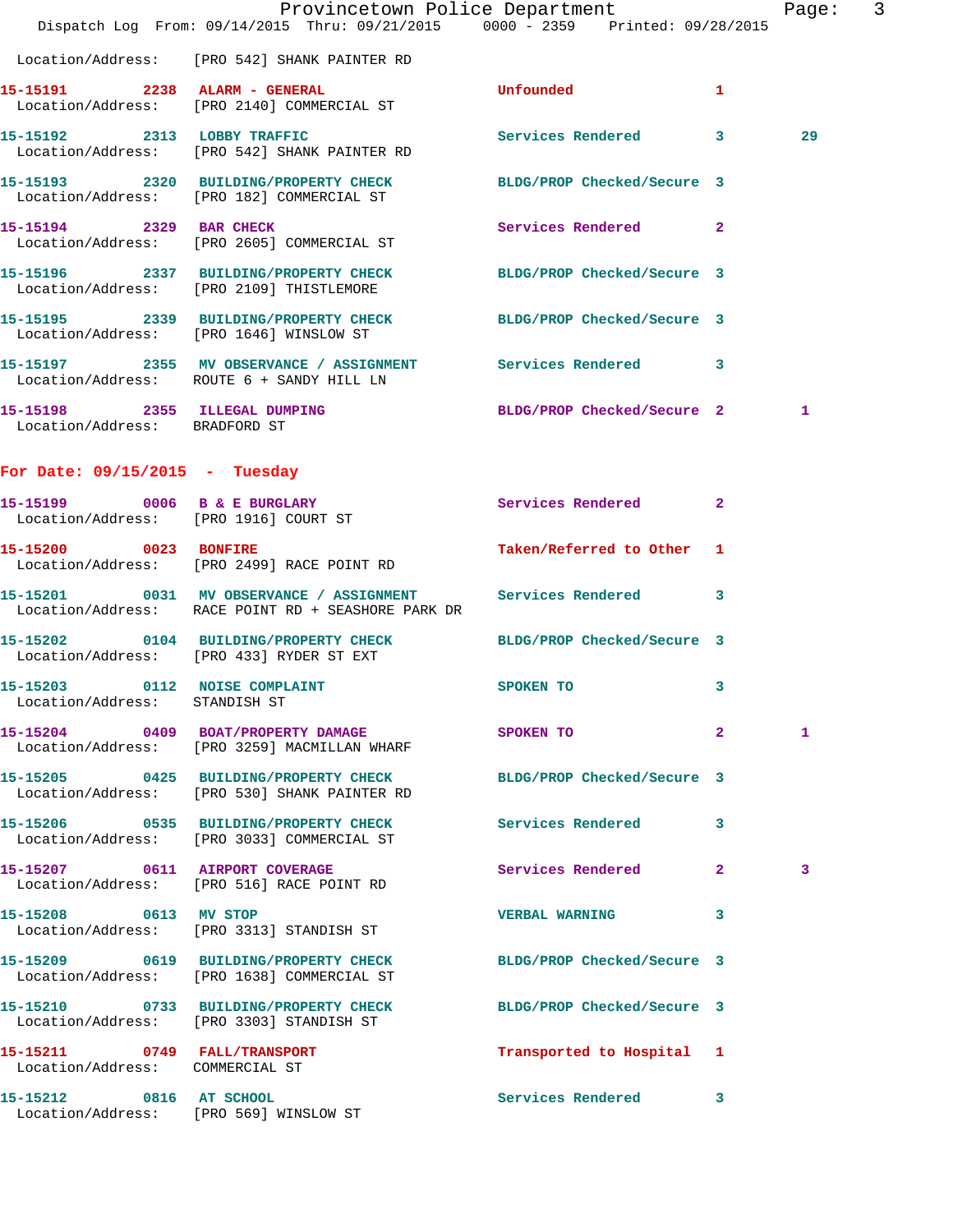Location/Address: [PRO 542] SHANK PAINTER RD

**15-15191** 2238 **ALARM - GENERAL** Unfounded 1
Location/Address: [PRO 2140] COMMERCIAL ST

**15-15192** 2313 **LOBBY TRAFFIC** Services Rendered 3 29
Location/Address: [PRO 542] SHANK PAINTER RD

**15-15193** 2320 **BUILDING/PROPERTY CHECK** BLDG/PROP Checked/Secure 3
Location/Address: [PRO 182] COMMERCIAL ST

**15-15194** 2329 **BAR CHECK** Services Rendered 2
Location/Address: [PRO 2605] COMMERCIAL ST

**15-15196** 2337 **BUILDING/PROPERTY CHECK** BLDG/PROP Checked/Secure 3
Location/Address: [PRO 2109] THISTLEMORE

**15-15195** 2339 **BUILDING/PROPERTY CHECK** BLDG/PROP Checked/Secure 3
Location/Address: [PRO 1646] WINSLOW ST

**15-15197** 2355 **MV OBSERVANCE / ASSIGNMENT** Services Rendered 3
Location/Address: ROUTE 6 + SANDY HILL LN

**15-15198** 2355 **ILLEGAL DUMPING** BLDG/PROP Checked/Secure 2 1
Location/Address: BRADFORD ST

## For Date: 09/15/2015 - Tuesday

**15-15199** 0006 **B & E BURGLARY** Services Rendered 2
Location/Address: [PRO 1916] COURT ST

**15-15200** 0023 **BONFIRE** Taken/Referred to Other 1
Location/Address: [PRO 2499] RACE POINT RD

**15-15201** 0031 **MV OBSERVANCE / ASSIGNMENT** Services Rendered 3
Location/Address: RACE POINT RD + SEASHORE PARK DR

**15-15202** 0104 **BUILDING/PROPERTY CHECK** BLDG/PROP Checked/Secure 3
Location/Address: [PRO 433] RYDER ST EXT

**15-15203** 0112 **NOISE COMPLAINT** SPOKEN TO 3
Location/Address: STANDISH ST

**15-15204** 0409 **BOAT/PROPERTY DAMAGE** SPOKEN TO 2 1
Location/Address: [PRO 3259] MACMILLAN WHARF

**15-15205** 0425 **BUILDING/PROPERTY CHECK** BLDG/PROP Checked/Secure 3
Location/Address: [PRO 530] SHANK PAINTER RD

**15-15206** 0535 **BUILDING/PROPERTY CHECK** Services Rendered 3
Location/Address: [PRO 3033] COMMERCIAL ST

**15-15207** 0611 **AIRPORT COVERAGE** Services Rendered 2 3
Location/Address: [PRO 516] RACE POINT RD

**15-15208** 0613 **MV STOP** VERBAL WARNING 3
Location/Address: [PRO 3313] STANDISH ST

**15-15209** 0619 **BUILDING/PROPERTY CHECK** BLDG/PROP Checked/Secure 3
Location/Address: [PRO 1638] COMMERCIAL ST

**15-15210** 0733 **BUILDING/PROPERTY CHECK** BLDG/PROP Checked/Secure 3
Location/Address: [PRO 3303] STANDISH ST

**15-15211** 0749 **FALL/TRANSPORT** Transported to Hospital 1
Location/Address: COMMERCIAL ST

**15-15212** 0816 **AT SCHOOL** Services Rendered 3
Location/Address: [PRO 569] WINSLOW ST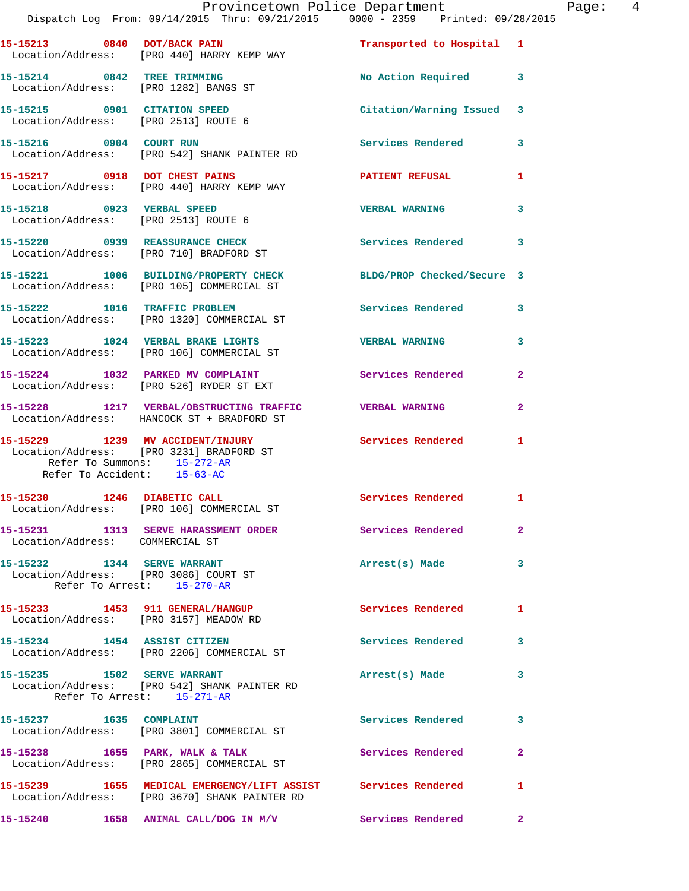15-15213 0840 DOT/BACK PAIN Transported to Hospital 1
Location/Address: [PRO 440] HARRY KEMP WAY

15-15214 0842 TREE TRIMMING No Action Required 3
Location/Address: [PRO 1282] BANGS ST

15-15215 0901 CITATION SPEED Citation/Warning Issued 3
Location/Address: [PRO 2513] ROUTE 6

15-15216 0904 COURT RUN Services Rendered 3
Location/Address: [PRO 542] SHANK PAINTER RD

15-15217 0918 DOT CHEST PAINS PATIENT REFUSAL 1
Location/Address: [PRO 440] HARRY KEMP WAY

15-15218 0923 VERBAL SPEED VERBAL WARNING 3
Location/Address: [PRO 2513] ROUTE 6

15-15220 0939 REASSURANCE CHECK Services Rendered 3
Location/Address: [PRO 710] BRADFORD ST

15-15221 1006 BUILDING/PROPERTY CHECK BLDG/PROP Checked/Secure 3
Location/Address: [PRO 105] COMMERCIAL ST

15-15222 1016 TRAFFIC PROBLEM Services Rendered 3
Location/Address: [PRO 1320] COMMERCIAL ST

15-15223 1024 VERBAL BRAKE LIGHTS VERBAL WARNING 3
Location/Address: [PRO 106] COMMERCIAL ST

15-15224 1032 PARKED MV COMPLAINT Services Rendered 2
Location/Address: [PRO 526] RYDER ST EXT

15-15228 1217 VERBAL/OBSTRUCTING TRAFFIC VERBAL WARNING 2
Location/Address: HANCOCK ST + BRADFORD ST

15-15229 1239 MV ACCIDENT/INJURY Services Rendered 1
Location/Address: [PRO 3231] BRADFORD ST
Refer To Summons: 15-272-AR
Refer To Accident: 15-63-AC

15-15230 1246 DIABETIC CALL Services Rendered 1
Location/Address: [PRO 106] COMMERCIAL ST

15-15231 1313 SERVE HARASSMENT ORDER Services Rendered 2
Location/Address: COMMERCIAL ST

15-15232 1344 SERVE WARRANT Arrest(s) Made 3
Location/Address: [PRO 3086] COURT ST
Refer To Arrest: 15-270-AR

15-15233 1453 911 GENERAL/HANGUP Services Rendered 1
Location/Address: [PRO 3157] MEADOW RD

15-15234 1454 ASSIST CITIZEN Services Rendered 3
Location/Address: [PRO 2206] COMMERCIAL ST

15-15235 1502 SERVE WARRANT Arrest(s) Made 3
Location/Address: [PRO 542] SHANK PAINTER RD
Refer To Arrest: 15-271-AR

15-15237 1635 COMPLAINT Services Rendered 3
Location/Address: [PRO 3801] COMMERCIAL ST

15-15238 1655 PARK, WALK & TALK Services Rendered 2
Location/Address: [PRO 2865] COMMERCIAL ST

15-15239 1655 MEDICAL EMERGENCY/LIFT ASSIST Services Rendered 1
Location/Address: [PRO 3670] SHANK PAINTER RD

15-15240 1658 ANIMAL CALL/DOG IN M/V Services Rendered 2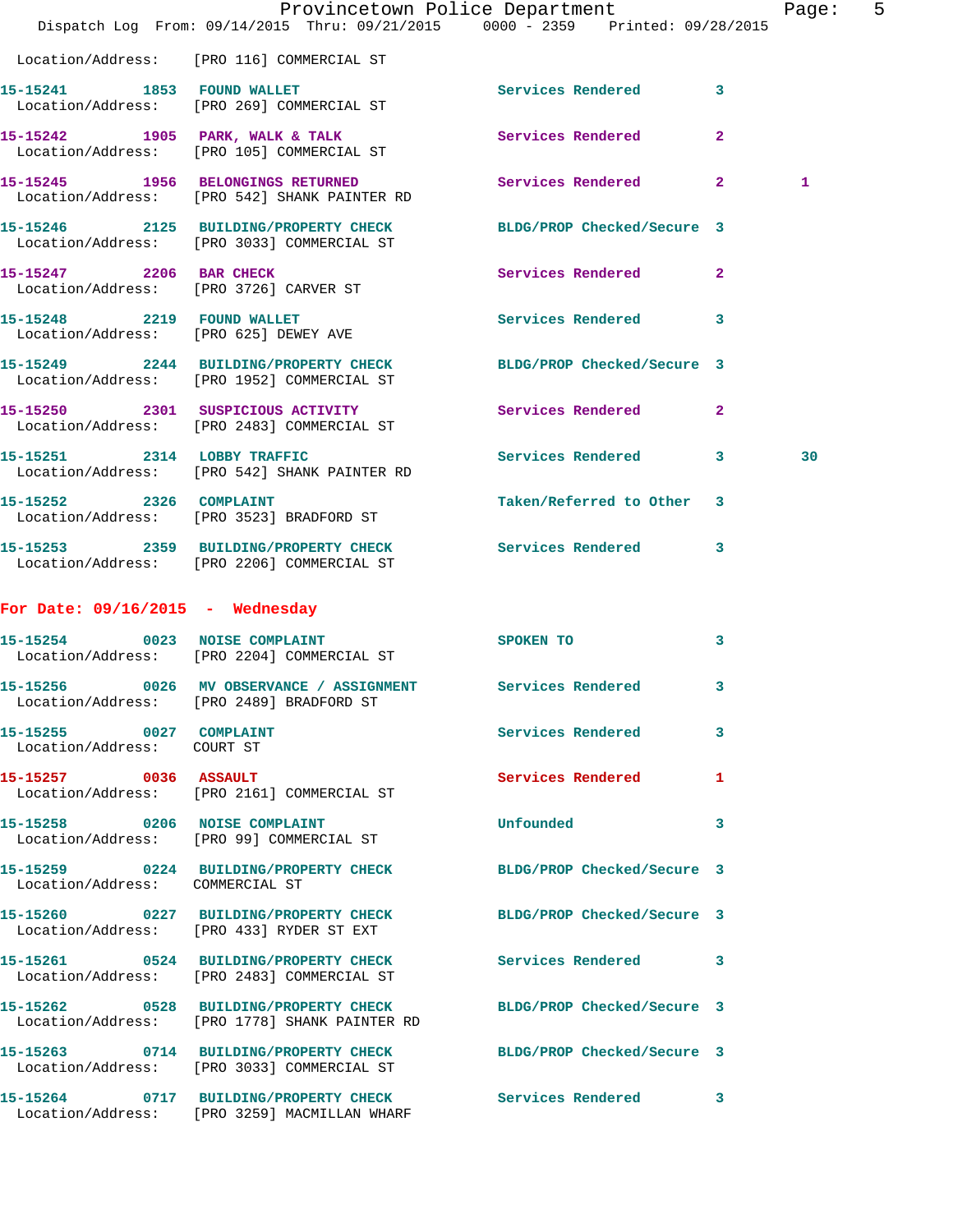Location/Address: [PRO 116] COMMERCIAL ST

| Call # | Time | Call Reason | Action | Priority | |
|---|---|---|---|---|---|
| 15-15241 | 1853 | FOUND WALLET | Services Rendered | 3 | |
| | | Location/Address: [PRO 269] COMMERCIAL ST | | | |
| 15-15242 | 1905 | PARK, WALK & TALK | Services Rendered | 2 | |
| | | Location/Address: [PRO 105] COMMERCIAL ST | | | |
| 15-15245 | 1956 | BELONGINGS RETURNED | Services Rendered | 2 | 1 |
| | | Location/Address: [PRO 542] SHANK PAINTER RD | | | |
| 15-15246 | 2125 | BUILDING/PROPERTY CHECK | BLDG/PROP Checked/Secure | 3 | |
| | | Location/Address: [PRO 3033] COMMERCIAL ST | | | |
| 15-15247 | 2206 | BAR CHECK | Services Rendered | 2 | |
| | | Location/Address: [PRO 3726] CARVER ST | | | |
| 15-15248 | 2219 | FOUND WALLET | Services Rendered | 3 | |
| | | Location/Address: [PRO 625] DEWEY AVE | | | |
| 15-15249 | 2244 | BUILDING/PROPERTY CHECK | BLDG/PROP Checked/Secure | 3 | |
| | | Location/Address: [PRO 1952] COMMERCIAL ST | | | |
| 15-15250 | 2301 | SUSPICIOUS ACTIVITY | Services Rendered | 2 | |
| | | Location/Address: [PRO 2483] COMMERCIAL ST | | | |
| 15-15251 | 2314 | LOBBY TRAFFIC | Services Rendered | 3 | 30 |
| | | Location/Address: [PRO 542] SHANK PAINTER RD | | | |
| 15-15252 | 2326 | COMPLAINT | Taken/Referred to Other | 3 | |
| | | Location/Address: [PRO 3523] BRADFORD ST | | | |
| 15-15253 | 2359 | BUILDING/PROPERTY CHECK | Services Rendered | 3 | |
| | | Location/Address: [PRO 2206] COMMERCIAL ST | | | |

## For Date: 09/16/2015 - Wednesday

| Call # | Time | Call Reason | Action | Priority |
|---|---|---|---|---|
| 15-15254 | 0023 | NOISE COMPLAINT | SPOKEN TO | 3 |
| | | Location/Address: [PRO 2204] COMMERCIAL ST | | |
| 15-15256 | 0026 | MV OBSERVANCE / ASSIGNMENT | Services Rendered | 3 |
| | | Location/Address: [PRO 2489] BRADFORD ST | | |
| 15-15255 | 0027 | COMPLAINT | Services Rendered | 3 |
| | | Location/Address: COURT ST | | |
| 15-15257 | 0036 | ASSAULT | Services Rendered | 1 |
| | | Location/Address: [PRO 2161] COMMERCIAL ST | | |
| 15-15258 | 0206 | NOISE COMPLAINT | Unfounded | 3 |
| | | Location/Address: [PRO 99] COMMERCIAL ST | | |
| 15-15259 | 0224 | BUILDING/PROPERTY CHECK | BLDG/PROP Checked/Secure | 3 |
| | | Location/Address: COMMERCIAL ST | | |
| 15-15260 | 0227 | BUILDING/PROPERTY CHECK | BLDG/PROP Checked/Secure | 3 |
| | | Location/Address: [PRO 433] RYDER ST EXT | | |
| 15-15261 | 0524 | BUILDING/PROPERTY CHECK | Services Rendered | 3 |
| | | Location/Address: [PRO 2483] COMMERCIAL ST | | |
| 15-15262 | 0528 | BUILDING/PROPERTY CHECK | BLDG/PROP Checked/Secure | 3 |
| | | Location/Address: [PRO 1778] SHANK PAINTER RD | | |
| 15-15263 | 0714 | BUILDING/PROPERTY CHECK | BLDG/PROP Checked/Secure | 3 |
| | | Location/Address: [PRO 3033] COMMERCIAL ST | | |
| 15-15264 | 0717 | BUILDING/PROPERTY CHECK | Services Rendered | 3 |
| | | Location/Address: [PRO 3259] MACMILLAN WHARF | | |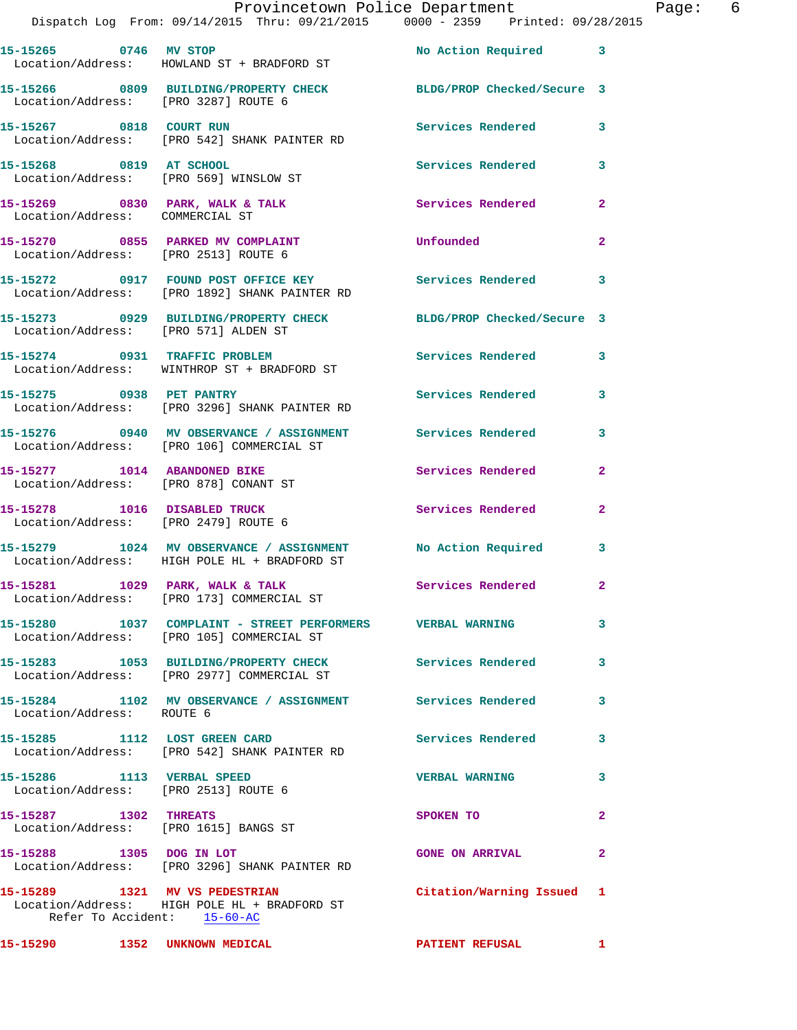15-15265 0746 MV STOP No Action Required 3
Location/Address: HOWLAND ST + BRADFORD ST

15-15266 0809 BUILDING/PROPERTY CHECK BLDG/PROP Checked/Secure 3
Location/Address: [PRO 3287] ROUTE 6

15-15267 0818 COURT RUN Services Rendered 3
Location/Address: [PRO 542] SHANK PAINTER RD

15-15268 0819 AT SCHOOL Services Rendered 3
Location/Address: [PRO 569] WINSLOW ST

15-15269 0830 PARK, WALK & TALK Services Rendered 2
Location/Address: COMMERCIAL ST

15-15270 0855 PARKED MV COMPLAINT Unfounded 2
Location/Address: [PRO 2513] ROUTE 6

15-15272 0917 FOUND POST OFFICE KEY Services Rendered 3
Location/Address: [PRO 1892] SHANK PAINTER RD

15-15273 0929 BUILDING/PROPERTY CHECK BLDG/PROP Checked/Secure 3
Location/Address: [PRO 571] ALDEN ST

15-15274 0931 TRAFFIC PROBLEM Services Rendered 3
Location/Address: WINTHROP ST + BRADFORD ST

15-15275 0938 PET PANTRY Services Rendered 3
Location/Address: [PRO 3296] SHANK PAINTER RD

15-15276 0940 MV OBSERVANCE / ASSIGNMENT Services Rendered 3
Location/Address: [PRO 106] COMMERCIAL ST

15-15277 1014 ABANDONED BIKE Services Rendered 2
Location/Address: [PRO 878] CONANT ST

15-15278 1016 DISABLED TRUCK Services Rendered 2
Location/Address: [PRO 2479] ROUTE 6

15-15279 1024 MV OBSERVANCE / ASSIGNMENT No Action Required 3
Location/Address: HIGH POLE HL + BRADFORD ST

15-15281 1029 PARK, WALK & TALK Services Rendered 2
Location/Address: [PRO 173] COMMERCIAL ST

15-15280 1037 COMPLAINT - STREET PERFORMERS VERBAL WARNING 3
Location/Address: [PRO 105] COMMERCIAL ST

15-15283 1053 BUILDING/PROPERTY CHECK Services Rendered 3
Location/Address: [PRO 2977] COMMERCIAL ST

15-15284 1102 MV OBSERVANCE / ASSIGNMENT Services Rendered 3
Location/Address: ROUTE 6

15-15285 1112 LOST GREEN CARD Services Rendered 3
Location/Address: [PRO 542] SHANK PAINTER RD

15-15286 1113 VERBAL SPEED VERBAL WARNING 3
Location/Address: [PRO 2513] ROUTE 6

15-15287 1302 THREATS SPOKEN TO 2
Location/Address: [PRO 1615] BANGS ST

15-15288 1305 DOG IN LOT GONE ON ARRIVAL 2
Location/Address: [PRO 3296] SHANK PAINTER RD

15-15289 1321 MV VS PEDESTRIAN Citation/Warning Issued 1
Location/Address: HIGH POLE HL + BRADFORD ST
Refer To Accident: 15-60-AC

15-15290 1352 UNKNOWN MEDICAL PATIENT REFUSAL 1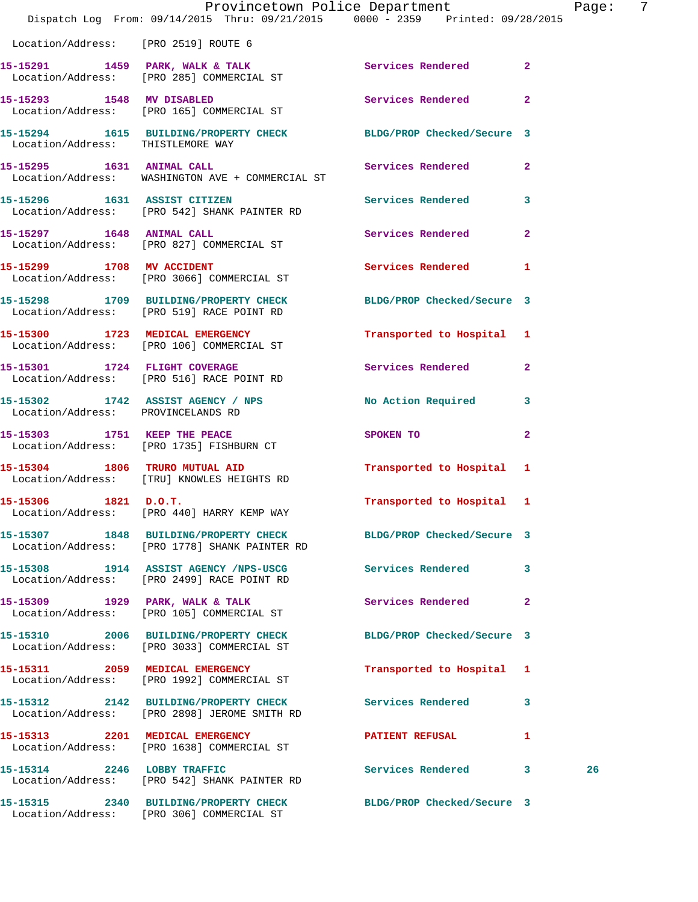Location/Address: [PRO 2519] ROUTE 6

15-15291 1459 PARK, WALK & TALK Services Rendered 2
Location/Address: [PRO 285] COMMERCIAL ST

15-15293 1548 MV DISABLED Services Rendered 2
Location/Address: [PRO 165] COMMERCIAL ST

15-15294 1615 BUILDING/PROPERTY CHECK BLDG/PROP Checked/Secure 3
Location/Address: THISTLEMORE WAY

15-15295 1631 ANIMAL CALL Services Rendered 2
Location/Address: WASHINGTON AVE + COMMERCIAL ST

15-15296 1631 ASSIST CITIZEN Services Rendered 3
Location/Address: [PRO 542] SHANK PAINTER RD

15-15297 1648 ANIMAL CALL Services Rendered 2
Location/Address: [PRO 827] COMMERCIAL ST

15-15299 1708 MV ACCIDENT Services Rendered 1
Location/Address: [PRO 3066] COMMERCIAL ST

15-15298 1709 BUILDING/PROPERTY CHECK BLDG/PROP Checked/Secure 3
Location/Address: [PRO 519] RACE POINT RD

15-15300 1723 MEDICAL EMERGENCY Transported to Hospital 1
Location/Address: [PRO 106] COMMERCIAL ST

15-15301 1724 FLIGHT COVERAGE Services Rendered 2
Location/Address: [PRO 516] RACE POINT RD

15-15302 1742 ASSIST AGENCY / NPS No Action Required 3
Location/Address: PROVINCELANDS RD

15-15303 1751 KEEP THE PEACE SPOKEN TO 2
Location/Address: [PRO 1735] FISHBURN CT

15-15304 1806 TRURO MUTUAL AID Transported to Hospital 1
Location/Address: [TRU] KNOWLES HEIGHTS RD

15-15306 1821 D.O.T. Transported to Hospital 1
Location/Address: [PRO 440] HARRY KEMP WAY

15-15307 1848 BUILDING/PROPERTY CHECK BLDG/PROP Checked/Secure 3
Location/Address: [PRO 1778] SHANK PAINTER RD

15-15308 1914 ASSIST AGENCY /NPS-USCG Services Rendered 3
Location/Address: [PRO 2499] RACE POINT RD

15-15309 1929 PARK, WALK & TALK Services Rendered 2
Location/Address: [PRO 105] COMMERCIAL ST

15-15310 2006 BUILDING/PROPERTY CHECK BLDG/PROP Checked/Secure 3
Location/Address: [PRO 3033] COMMERCIAL ST

15-15311 2059 MEDICAL EMERGENCY Transported to Hospital 1
Location/Address: [PRO 1992] COMMERCIAL ST

15-15312 2142 BUILDING/PROPERTY CHECK Services Rendered 3
Location/Address: [PRO 2898] JEROME SMITH RD

15-15313 2201 MEDICAL EMERGENCY PATIENT REFUSAL 1
Location/Address: [PRO 1638] COMMERCIAL ST

15-15314 2246 LOBBY TRAFFIC Services Rendered 3 26
Location/Address: [PRO 542] SHANK PAINTER RD

15-15315 2340 BUILDING/PROPERTY CHECK BLDG/PROP Checked/Secure 3
Location/Address: [PRO 306] COMMERCIAL ST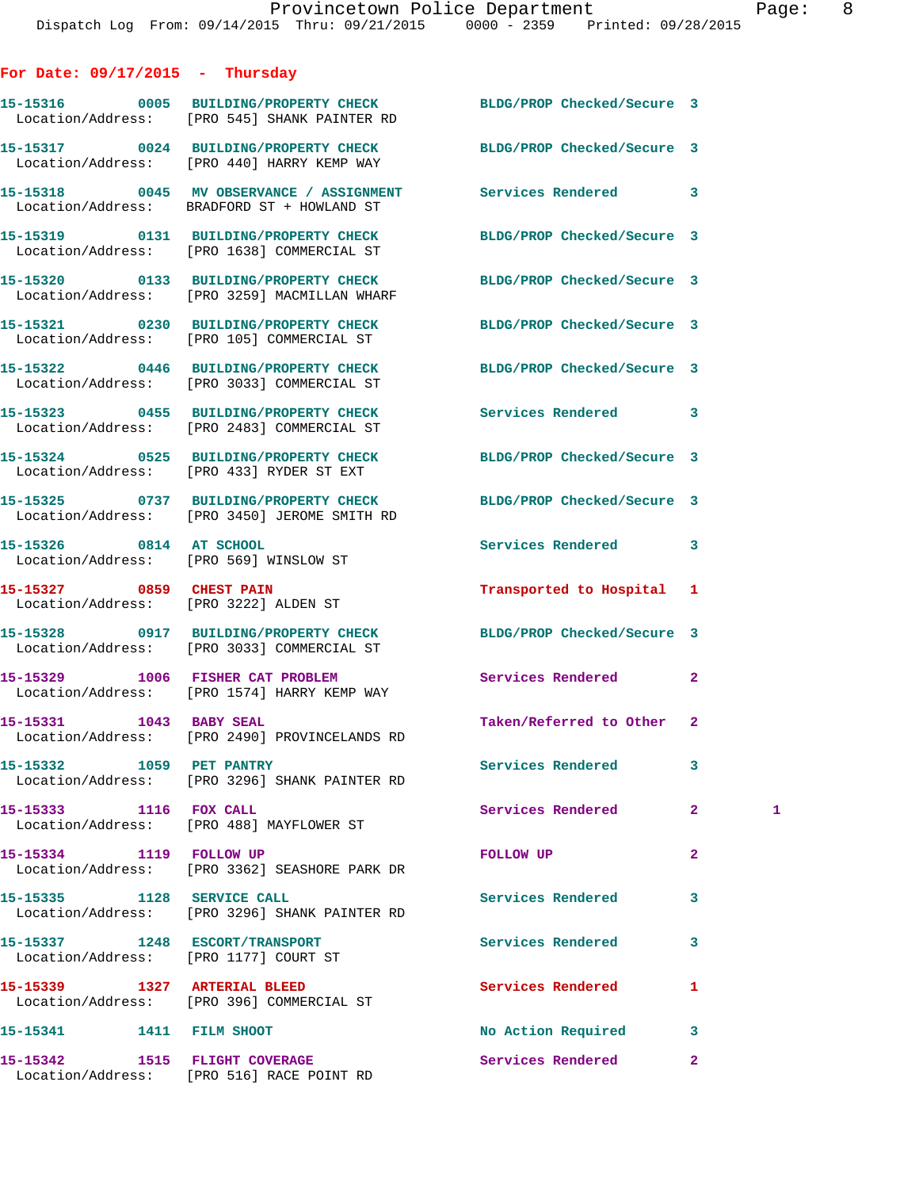For Date: 09/17/2015 - Thursday

```
15-15316        0005   BUILDING/PROPERTY CHECK          BLDG/PROP Checked/Secure  3
  Location/Address:    [PRO 545] SHANK PAINTER RD

15-15317        0024   BUILDING/PROPERTY CHECK          BLDG/PROP Checked/Secure  3
  Location/Address:    [PRO 440] HARRY KEMP WAY

15-15318        0045   MV OBSERVANCE / ASSIGNMENT       Services Rendered         3
  Location/Address:    BRADFORD ST + HOWLAND ST

15-15319        0131   BUILDING/PROPERTY CHECK          BLDG/PROP Checked/Secure  3
  Location/Address:    [PRO 1638] COMMERCIAL ST

15-15320        0133   BUILDING/PROPERTY CHECK          BLDG/PROP Checked/Secure  3
  Location/Address:    [PRO 3259] MACMILLAN WHARF

15-15321        0230   BUILDING/PROPERTY CHECK          BLDG/PROP Checked/Secure  3
  Location/Address:    [PRO 105] COMMERCIAL ST

15-15322        0446   BUILDING/PROPERTY CHECK          BLDG/PROP Checked/Secure  3
  Location/Address:    [PRO 3033] COMMERCIAL ST

15-15323        0455   BUILDING/PROPERTY CHECK          Services Rendered         3
  Location/Address:    [PRO 2483] COMMERCIAL ST

15-15324        0525   BUILDING/PROPERTY CHECK          BLDG/PROP Checked/Secure  3
  Location/Address:    [PRO 433] RYDER ST EXT

15-15325        0737   BUILDING/PROPERTY CHECK          BLDG/PROP Checked/Secure  3
  Location/Address:    [PRO 3450] JEROME SMITH RD

15-15326        0814   AT SCHOOL                        Services Rendered         3
  Location/Address:    [PRO 569] WINSLOW ST

15-15327        0859   CHEST PAIN                       Transported to Hospital   1
  Location/Address:    [PRO 3222] ALDEN ST

15-15328        0917   BUILDING/PROPERTY CHECK          BLDG/PROP Checked/Secure  3
  Location/Address:    [PRO 3033] COMMERCIAL ST

15-15329        1006   FISHER CAT PROBLEM               Services Rendered         2
  Location/Address:    [PRO 1574] HARRY KEMP WAY

15-15331        1043   BABY SEAL                        Taken/Referred to Other   2
  Location/Address:    [PRO 2490] PROVINCELANDS RD

15-15332        1059   PET PANTRY                       Services Rendered         3
  Location/Address:    [PRO 3296] SHANK PAINTER RD

15-15333        1116   FOX CALL                         Services Rendered         2         1
  Location/Address:    [PRO 488] MAYFLOWER ST

15-15334        1119   FOLLOW UP                        FOLLOW UP                 2
  Location/Address:    [PRO 3362] SEASHORE PARK DR

15-15335        1128   SERVICE CALL                     Services Rendered         3
  Location/Address:    [PRO 3296] SHANK PAINTER RD

15-15337        1248   ESCORT/TRANSPORT                 Services Rendered         3
  Location/Address:    [PRO 1177] COURT ST

15-15339        1327   ARTERIAL BLEED                   Services Rendered         1
  Location/Address:    [PRO 396] COMMERCIAL ST

15-15341        1411   FILM SHOOT                       No Action Required        3

15-15342        1515   FLIGHT COVERAGE                  Services Rendered         2
  Location/Address:    [PRO 516] RACE POINT RD
```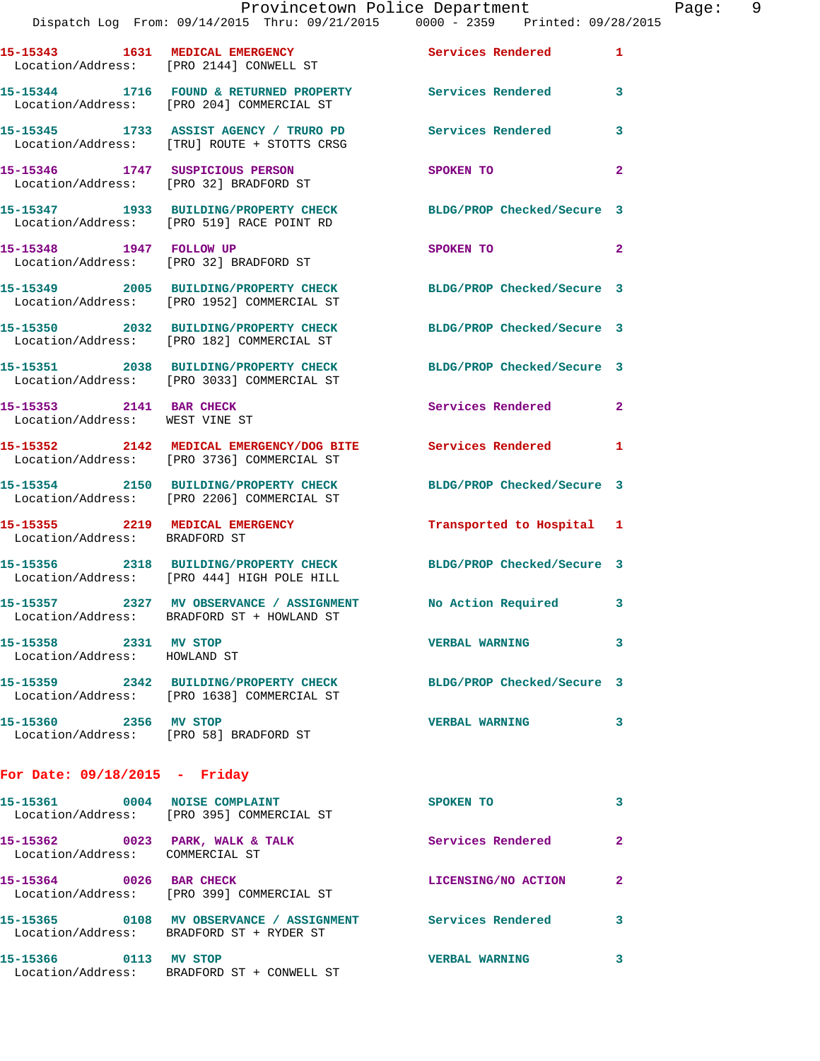15-15343 1631 MEDICAL EMERGENCY Services Rendered 1
Location/Address: [PRO 2144] CONWELL ST

15-15344 1716 FOUND & RETURNED PROPERTY Services Rendered 3
Location/Address: [PRO 204] COMMERCIAL ST

15-15345 1733 ASSIST AGENCY / TRURO PD Services Rendered 3
Location/Address: [TRU] ROUTE + STOTTS CRSG

15-15346 1747 SUSPICIOUS PERSON SPOKEN TO 2
Location/Address: [PRO 32] BRADFORD ST

15-15347 1933 BUILDING/PROPERTY CHECK BLDG/PROP Checked/Secure 3
Location/Address: [PRO 519] RACE POINT RD

15-15348 1947 FOLLOW UP SPOKEN TO 2
Location/Address: [PRO 32] BRADFORD ST

15-15349 2005 BUILDING/PROPERTY CHECK BLDG/PROP Checked/Secure 3
Location/Address: [PRO 1952] COMMERCIAL ST

15-15350 2032 BUILDING/PROPERTY CHECK BLDG/PROP Checked/Secure 3
Location/Address: [PRO 182] COMMERCIAL ST

15-15351 2038 BUILDING/PROPERTY CHECK BLDG/PROP Checked/Secure 3
Location/Address: [PRO 3033] COMMERCIAL ST

15-15353 2141 BAR CHECK Services Rendered 2
Location/Address: WEST VINE ST

15-15352 2142 MEDICAL EMERGENCY/DOG BITE Services Rendered 1
Location/Address: [PRO 3736] COMMERCIAL ST

15-15354 2150 BUILDING/PROPERTY CHECK BLDG/PROP Checked/Secure 3
Location/Address: [PRO 2206] COMMERCIAL ST

15-15355 2219 MEDICAL EMERGENCY Transported to Hospital 1
Location/Address: BRADFORD ST

15-15356 2318 BUILDING/PROPERTY CHECK BLDG/PROP Checked/Secure 3
Location/Address: [PRO 444] HIGH POLE HILL

15-15357 2327 MV OBSERVANCE / ASSIGNMENT No Action Required 3
Location/Address: BRADFORD ST + HOWLAND ST

15-15358 2331 MV STOP VERBAL WARNING 3
Location/Address: HOWLAND ST

15-15359 2342 BUILDING/PROPERTY CHECK BLDG/PROP Checked/Secure 3
Location/Address: [PRO 1638] COMMERCIAL ST

15-15360 2356 MV STOP VERBAL WARNING 3
Location/Address: [PRO 58] BRADFORD ST

**For Date: 09/18/2015 - Friday**

15-15361 0004 NOISE COMPLAINT SPOKEN TO 3
Location/Address: [PRO 395] COMMERCIAL ST

15-15362 0023 PARK, WALK & TALK Services Rendered 2
Location/Address: COMMERCIAL ST

15-15364 0026 BAR CHECK LICENSING/NO ACTION 2
Location/Address: [PRO 399] COMMERCIAL ST

15-15365 0108 MV OBSERVANCE / ASSIGNMENT Services Rendered 3
Location/Address: BRADFORD ST + RYDER ST

15-15366 0113 MV STOP VERBAL WARNING 3
Location/Address: BRADFORD ST + CONWELL ST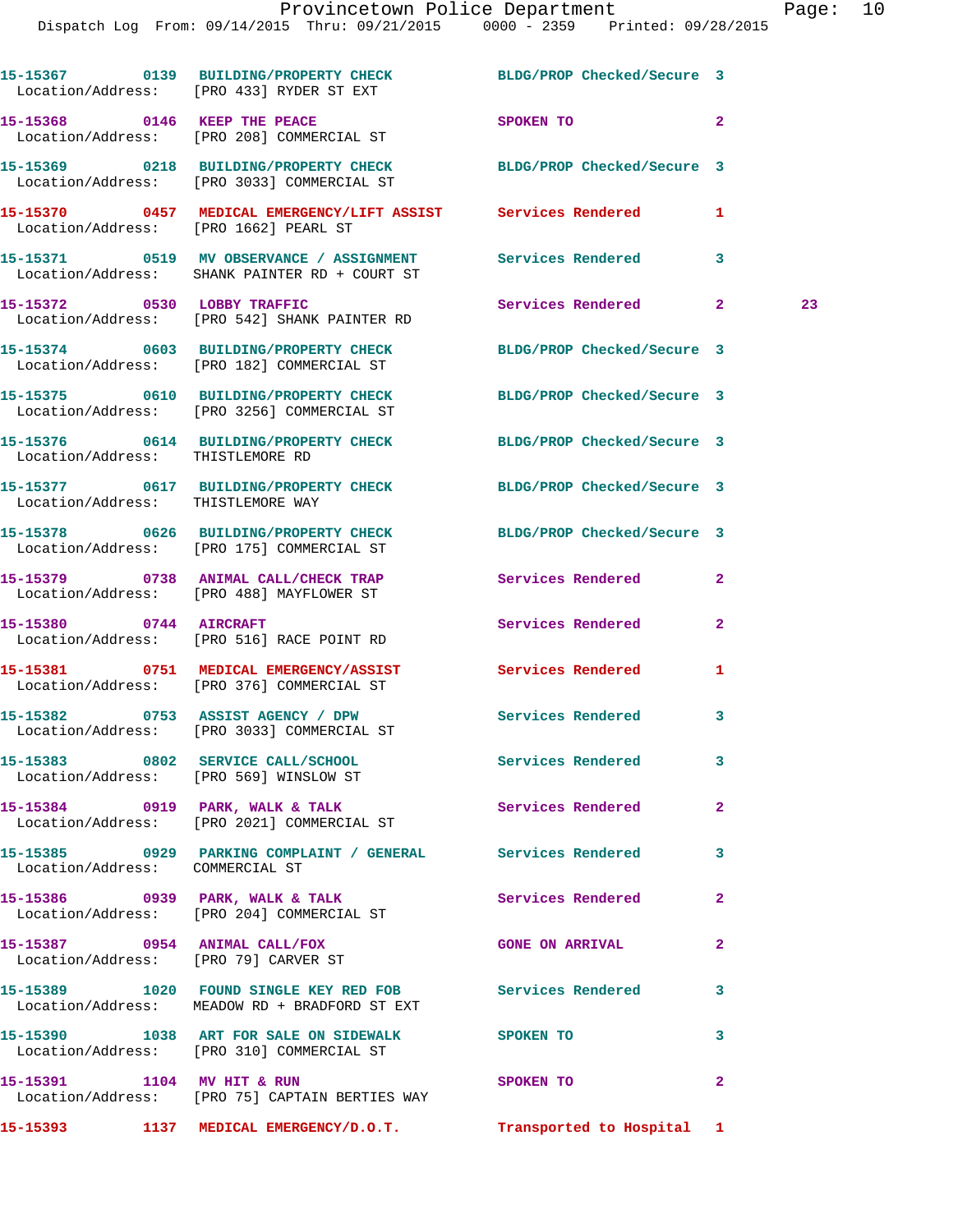15-15367 0139 BUILDING/PROPERTY CHECK BLDG/PROP Checked/Secure 3
Location/Address: [PRO 433] RYDER ST EXT

15-15368 0146 KEEP THE PEACE SPOKEN TO 2
Location/Address: [PRO 208] COMMERCIAL ST

15-15369 0218 BUILDING/PROPERTY CHECK BLDG/PROP Checked/Secure 3
Location/Address: [PRO 3033] COMMERCIAL ST

15-15370 0457 MEDICAL EMERGENCY/LIFT ASSIST Services Rendered 1
Location/Address: [PRO 1662] PEARL ST

15-15371 0519 MV OBSERVANCE / ASSIGNMENT Services Rendered 3
Location/Address: SHANK PAINTER RD + COURT ST

15-15372 0530 LOBBY TRAFFIC Services Rendered 2 23
Location/Address: [PRO 542] SHANK PAINTER RD

15-15374 0603 BUILDING/PROPERTY CHECK BLDG/PROP Checked/Secure 3
Location/Address: [PRO 182] COMMERCIAL ST

15-15375 0610 BUILDING/PROPERTY CHECK BLDG/PROP Checked/Secure 3
Location/Address: [PRO 3256] COMMERCIAL ST

15-15376 0614 BUILDING/PROPERTY CHECK BLDG/PROP Checked/Secure 3
Location/Address: THISTLEMORE RD

15-15377 0617 BUILDING/PROPERTY CHECK BLDG/PROP Checked/Secure 3
Location/Address: THISTLEMORE WAY

15-15378 0626 BUILDING/PROPERTY CHECK BLDG/PROP Checked/Secure 3
Location/Address: [PRO 175] COMMERCIAL ST

15-15379 0738 ANIMAL CALL/CHECK TRAP Services Rendered 2
Location/Address: [PRO 488] MAYFLOWER ST

15-15380 0744 AIRCRAFT Services Rendered 2
Location/Address: [PRO 516] RACE POINT RD

15-15381 0751 MEDICAL EMERGENCY/ASSIST Services Rendered 1
Location/Address: [PRO 376] COMMERCIAL ST

15-15382 0753 ASSIST AGENCY / DPW Services Rendered 3
Location/Address: [PRO 3033] COMMERCIAL ST

15-15383 0802 SERVICE CALL/SCHOOL Services Rendered 3
Location/Address: [PRO 569] WINSLOW ST

15-15384 0919 PARK, WALK & TALK Services Rendered 2
Location/Address: [PRO 2021] COMMERCIAL ST

15-15385 0929 PARKING COMPLAINT / GENERAL Services Rendered 3
Location/Address: COMMERCIAL ST

15-15386 0939 PARK, WALK & TALK Services Rendered 2
Location/Address: [PRO 204] COMMERCIAL ST

15-15387 0954 ANIMAL CALL/FOX GONE ON ARRIVAL 2
Location/Address: [PRO 79] CARVER ST

15-15389 1020 FOUND SINGLE KEY RED FOB Services Rendered 3
Location/Address: MEADOW RD + BRADFORD ST EXT

15-15390 1038 ART FOR SALE ON SIDEWALK SPOKEN TO 3
Location/Address: [PRO 310] COMMERCIAL ST

15-15391 1104 MV HIT & RUN SPOKEN TO 2
Location/Address: [PRO 75] CAPTAIN BERTIES WAY

15-15393 1137 MEDICAL EMERGENCY/D.O.T. Transported to Hospital 1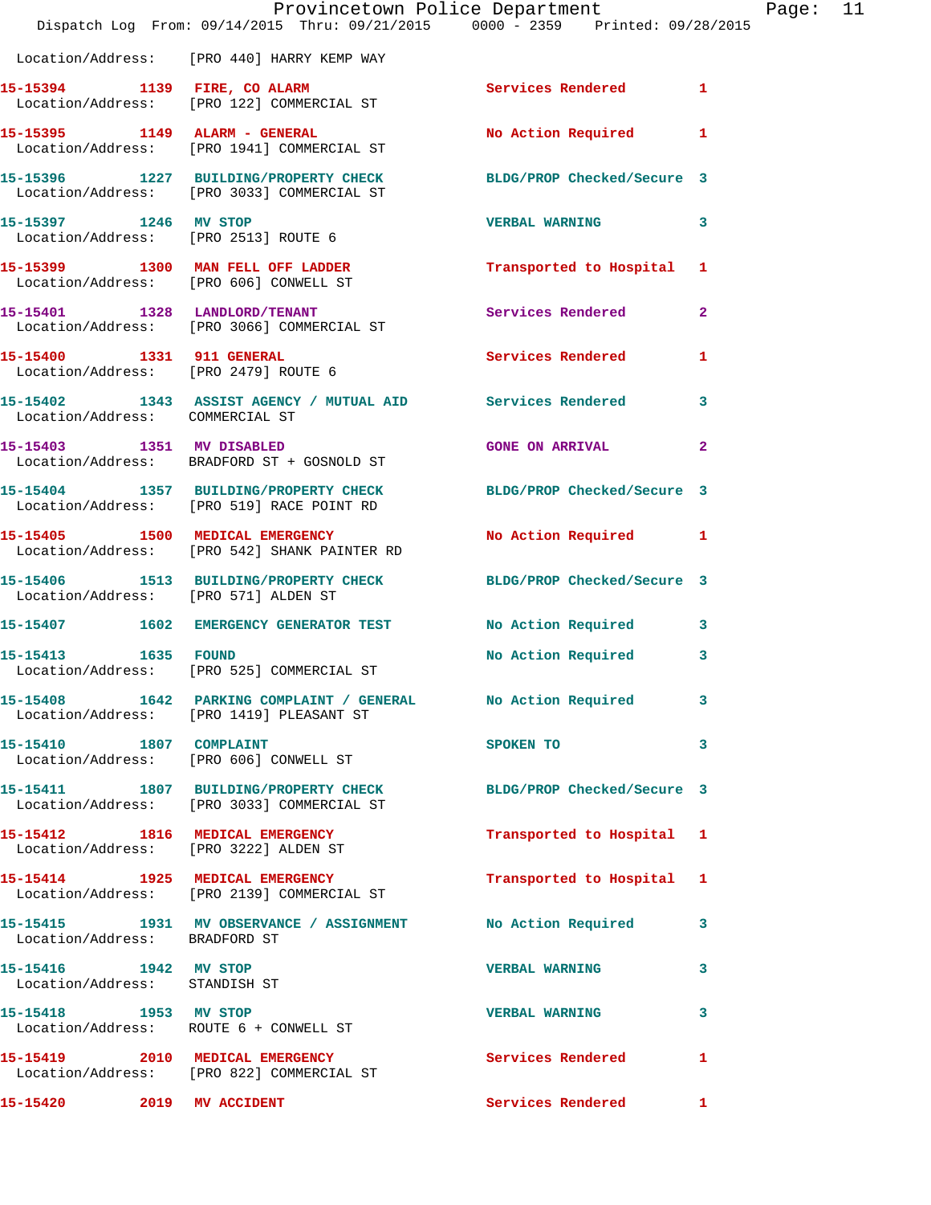Location/Address: [PRO 440] HARRY KEMP WAY

| Call # | Time | Call Type | Disposition | Priority |
|---|---|---|---|---|
| 15-15394 | 1139 | FIRE, CO ALARM | Services Rendered | 1 |
| | | Location/Address: [PRO 122] COMMERCIAL ST | | |
| 15-15395 | 1149 | ALARM - GENERAL | No Action Required | 1 |
| | | Location/Address: [PRO 1941] COMMERCIAL ST | | |
| 15-15396 | 1227 | BUILDING/PROPERTY CHECK | BLDG/PROP Checked/Secure | 3 |
| | | Location/Address: [PRO 3033] COMMERCIAL ST | | |
| 15-15397 | 1246 | MV STOP | VERBAL WARNING | 3 |
| | | Location/Address: [PRO 2513] ROUTE 6 | | |
| 15-15399 | 1300 | MAN FELL OFF LADDER | Transported to Hospital | 1 |
| | | Location/Address: [PRO 606] CONWELL ST | | |
| 15-15401 | 1328 | LANDLORD/TENANT | Services Rendered | 2 |
| | | Location/Address: [PRO 3066] COMMERCIAL ST | | |
| 15-15400 | 1331 | 911 GENERAL | Services Rendered | 1 |
| | | Location/Address: [PRO 2479] ROUTE 6 | | |
| 15-15402 | 1343 | ASSIST AGENCY / MUTUAL AID | Services Rendered | 3 |
| | | Location/Address: COMMERCIAL ST | | |
| 15-15403 | 1351 | MV DISABLED | GONE ON ARRIVAL | 2 |
| | | Location/Address: BRADFORD ST + GOSNOLD ST | | |
| 15-15404 | 1357 | BUILDING/PROPERTY CHECK | BLDG/PROP Checked/Secure | 3 |
| | | Location/Address: [PRO 519] RACE POINT RD | | |
| 15-15405 | 1500 | MEDICAL EMERGENCY | No Action Required | 1 |
| | | Location/Address: [PRO 542] SHANK PAINTER RD | | |
| 15-15406 | 1513 | BUILDING/PROPERTY CHECK | BLDG/PROP Checked/Secure | 3 |
| | | Location/Address: [PRO 571] ALDEN ST | | |
| 15-15407 | 1602 | EMERGENCY GENERATOR TEST | No Action Required | 3 |
| 15-15413 | 1635 | FOUND | No Action Required | 3 |
| | | Location/Address: [PRO 525] COMMERCIAL ST | | |
| 15-15408 | 1642 | PARKING COMPLAINT / GENERAL | No Action Required | 3 |
| | | Location/Address: [PRO 1419] PLEASANT ST | | |
| 15-15410 | 1807 | COMPLAINT | SPOKEN TO | 3 |
| | | Location/Address: [PRO 606] CONWELL ST | | |
| 15-15411 | 1807 | BUILDING/PROPERTY CHECK | BLDG/PROP Checked/Secure | 3 |
| | | Location/Address: [PRO 3033] COMMERCIAL ST | | |
| 15-15412 | 1816 | MEDICAL EMERGENCY | Transported to Hospital | 1 |
| | | Location/Address: [PRO 3222] ALDEN ST | | |
| 15-15414 | 1925 | MEDICAL EMERGENCY | Transported to Hospital | 1 |
| | | Location/Address: [PRO 2139] COMMERCIAL ST | | |
| 15-15415 | 1931 | MV OBSERVANCE / ASSIGNMENT | No Action Required | 3 |
| | | Location/Address: BRADFORD ST | | |
| 15-15416 | 1942 | MV STOP | VERBAL WARNING | 3 |
| | | Location/Address: STANDISH ST | | |
| 15-15418 | 1953 | MV STOP | VERBAL WARNING | 3 |
| | | Location/Address: ROUTE 6 + CONWELL ST | | |
| 15-15419 | 2010 | MEDICAL EMERGENCY | Services Rendered | 1 |
| | | Location/Address: [PRO 822] COMMERCIAL ST | | |
| 15-15420 | 2019 | MV ACCIDENT | Services Rendered | 1 |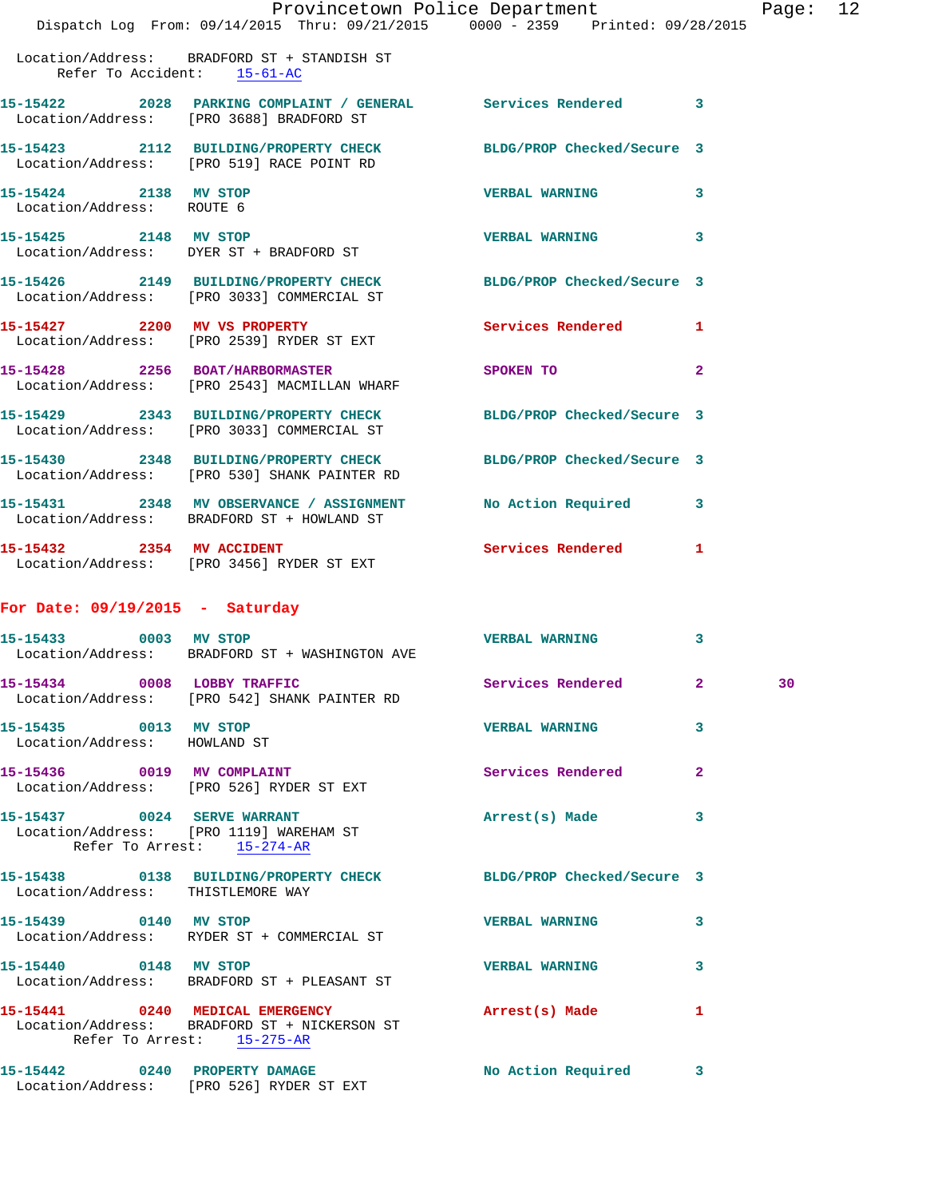Location/Address: BRADFORD ST + STANDISH ST
Refer To Accident: 15-61-AC

**15-15422** 2028 **PARKING COMPLAINT / GENERAL** Services Rendered 3
Location/Address: [PRO 3688] BRADFORD ST

**15-15423** 2112 **BUILDING/PROPERTY CHECK** BLDG/PROP Checked/Secure 3
Location/Address: [PRO 519] RACE POINT RD

**15-15424** 2138 **MV STOP** VERBAL WARNING 3
Location/Address: ROUTE 6

**15-15425** 2148 **MV STOP** VERBAL WARNING 3
Location/Address: DYER ST + BRADFORD ST

**15-15426** 2149 **BUILDING/PROPERTY CHECK** BLDG/PROP Checked/Secure 3
Location/Address: [PRO 3033] COMMERCIAL ST

**15-15427** 2200 **MV VS PROPERTY** Services Rendered 1
Location/Address: [PRO 2539] RYDER ST EXT

**15-15428** 2256 **BOAT/HARBORMASTER** SPOKEN TO 2
Location/Address: [PRO 2543] MACMILLAN WHARF

**15-15429** 2343 **BUILDING/PROPERTY CHECK** BLDG/PROP Checked/Secure 3
Location/Address: [PRO 3033] COMMERCIAL ST

**15-15430** 2348 **BUILDING/PROPERTY CHECK** BLDG/PROP Checked/Secure 3
Location/Address: [PRO 530] SHANK PAINTER RD

**15-15431** 2348 **MV OBSERVANCE / ASSIGNMENT** No Action Required 3
Location/Address: BRADFORD ST + HOWLAND ST

**15-15432** 2354 **MV ACCIDENT** Services Rendered 1
Location/Address: [PRO 3456] RYDER ST EXT

## For Date: 09/19/2015 - Saturday

**15-15433** 0003 **MV STOP** VERBAL WARNING 3
Location/Address: BRADFORD ST + WASHINGTON AVE

**15-15434** 0008 **LOBBY TRAFFIC** Services Rendered 2 30
Location/Address: [PRO 542] SHANK PAINTER RD

**15-15435** 0013 **MV STOP** VERBAL WARNING 3
Location/Address: HOWLAND ST

**15-15436** 0019 **MV COMPLAINT** Services Rendered 2
Location/Address: [PRO 526] RYDER ST EXT

**15-15437** 0024 **SERVE WARRANT** Arrest(s) Made 3
Location/Address: [PRO 1119] WAREHAM ST
Refer To Arrest: 15-274-AR

**15-15438** 0138 **BUILDING/PROPERTY CHECK** BLDG/PROP Checked/Secure 3
Location/Address: THISTLEMORE WAY

**15-15439** 0140 **MV STOP** VERBAL WARNING 3
Location/Address: RYDER ST + COMMERCIAL ST

**15-15440** 0148 **MV STOP** VERBAL WARNING 3
Location/Address: BRADFORD ST + PLEASANT ST

**15-15441** 0240 **MEDICAL EMERGENCY** Arrest(s) Made 1
Location/Address: BRADFORD ST + NICKERSON ST
Refer To Arrest: 15-275-AR

**15-15442** 0240 **PROPERTY DAMAGE** No Action Required 3
Location/Address: [PRO 526] RYDER ST EXT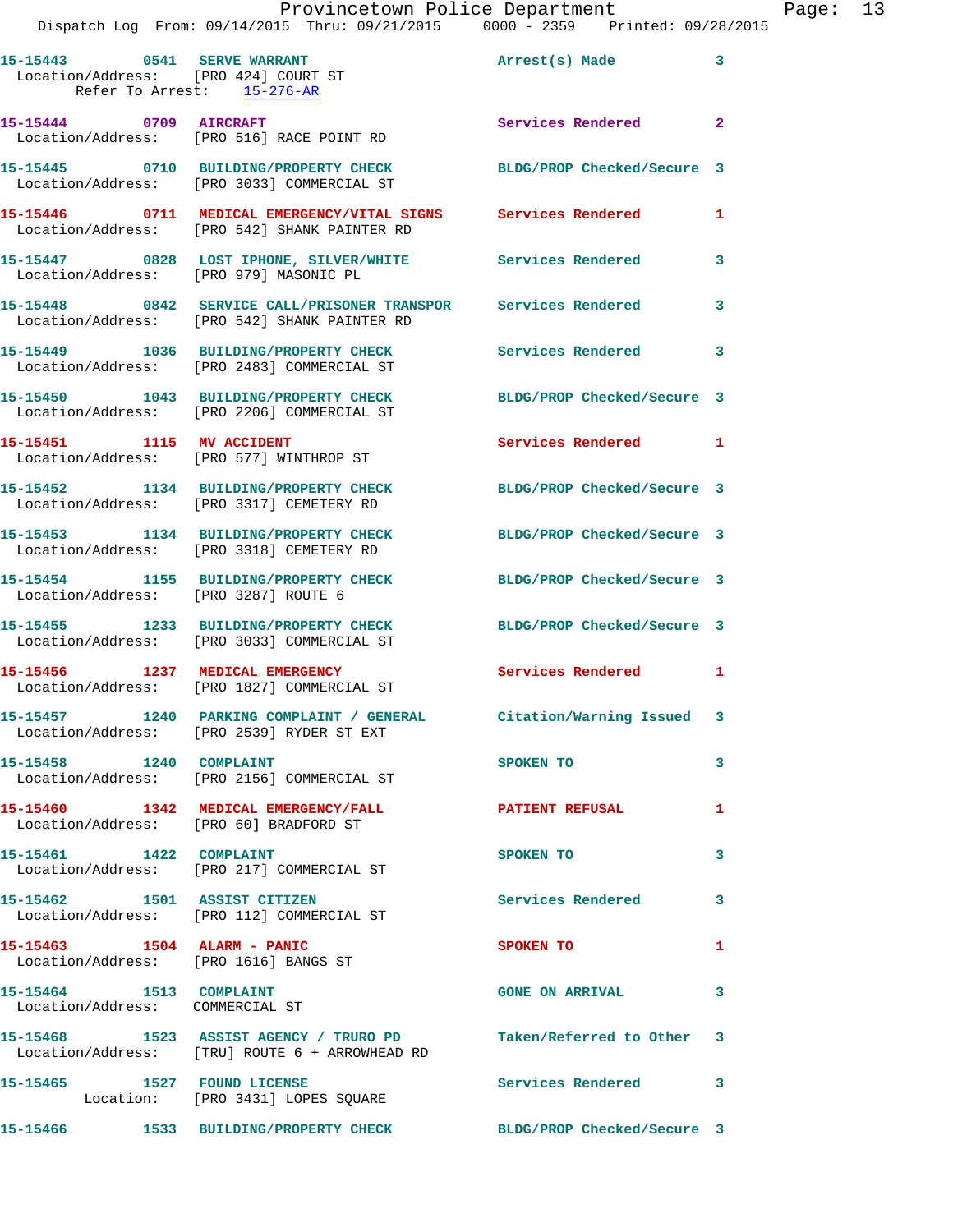15-15443 0541 SERVE WARRANT Arrest(s) Made 3
Location/Address: [PRO 424] COURT ST
Refer To Arrest: 15-276-AR

15-15444 0709 AIRCRAFT Services Rendered 2
Location/Address: [PRO 516] RACE POINT RD

15-15445 0710 BUILDING/PROPERTY CHECK BLDG/PROP Checked/Secure 3
Location/Address: [PRO 3033] COMMERCIAL ST

15-15446 0711 MEDICAL EMERGENCY/VITAL SIGNS Services Rendered 1
Location/Address: [PRO 542] SHANK PAINTER RD

15-15447 0828 LOST IPHONE, SILVER/WHITE Services Rendered 3
Location/Address: [PRO 979] MASONIC PL

15-15448 0842 SERVICE CALL/PRISONER TRANSPOR Services Rendered 3
Location/Address: [PRO 542] SHANK PAINTER RD

15-15449 1036 BUILDING/PROPERTY CHECK Services Rendered 3
Location/Address: [PRO 2483] COMMERCIAL ST

15-15450 1043 BUILDING/PROPERTY CHECK BLDG/PROP Checked/Secure 3
Location/Address: [PRO 2206] COMMERCIAL ST

15-15451 1115 MV ACCIDENT Services Rendered 1
Location/Address: [PRO 577] WINTHROP ST

15-15452 1134 BUILDING/PROPERTY CHECK BLDG/PROP Checked/Secure 3
Location/Address: [PRO 3317] CEMETERY RD

15-15453 1134 BUILDING/PROPERTY CHECK BLDG/PROP Checked/Secure 3
Location/Address: [PRO 3318] CEMETERY RD

15-15454 1155 BUILDING/PROPERTY CHECK BLDG/PROP Checked/Secure 3
Location/Address: [PRO 3287] ROUTE 6

15-15455 1233 BUILDING/PROPERTY CHECK BLDG/PROP Checked/Secure 3
Location/Address: [PRO 3033] COMMERCIAL ST

15-15456 1237 MEDICAL EMERGENCY Services Rendered 1
Location/Address: [PRO 1827] COMMERCIAL ST

15-15457 1240 PARKING COMPLAINT / GENERAL Citation/Warning Issued 3
Location/Address: [PRO 2539] RYDER ST EXT

15-15458 1240 COMPLAINT SPOKEN TO 3
Location/Address: [PRO 2156] COMMERCIAL ST

15-15460 1342 MEDICAL EMERGENCY/FALL PATIENT REFUSAL 1
Location/Address: [PRO 60] BRADFORD ST

15-15461 1422 COMPLAINT SPOKEN TO 3
Location/Address: [PRO 217] COMMERCIAL ST

15-15462 1501 ASSIST CITIZEN Services Rendered 3
Location/Address: [PRO 112] COMMERCIAL ST

15-15463 1504 ALARM - PANIC SPOKEN TO 1
Location/Address: [PRO 1616] BANGS ST

15-15464 1513 COMPLAINT GONE ON ARRIVAL 3
Location/Address: COMMERCIAL ST

15-15468 1523 ASSIST AGENCY / TRURO PD Taken/Referred to Other 3
Location/Address: [TRU] ROUTE 6 + ARROWHEAD RD

15-15465 1527 FOUND LICENSE Services Rendered 3
Location: [PRO 3431] LOPES SQUARE

15-15466 1533 BUILDING/PROPERTY CHECK BLDG/PROP Checked/Secure 3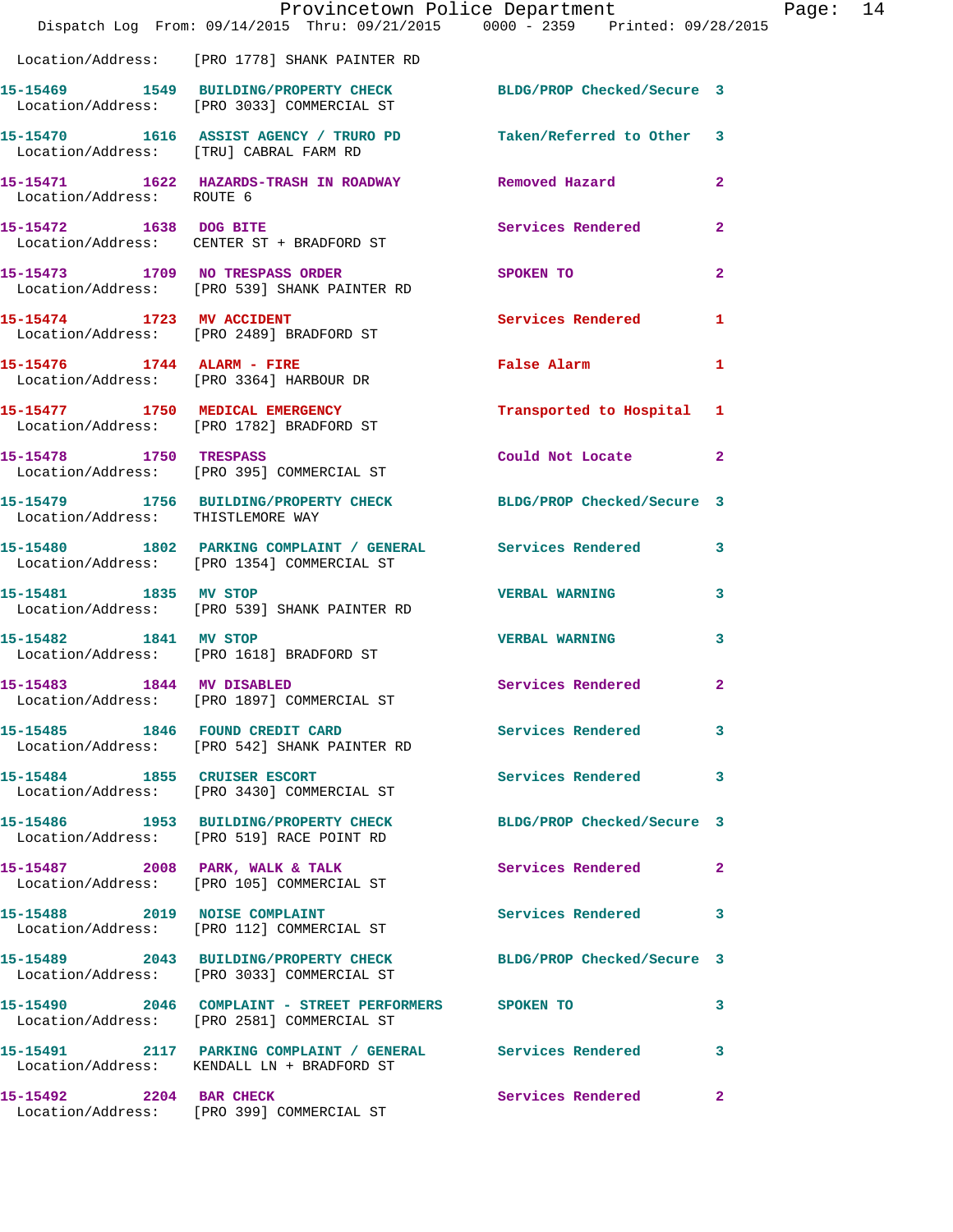Location/Address: [PRO 1778] SHANK PAINTER RD

| Call # | Time | Call Reason | Action | Priority |
|---|---|---|---|---|
| 15-15469 | 1549 | BUILDING/PROPERTY CHECK | BLDG/PROP Checked/Secure | 3 |
| Location/Address: | | [PRO 3033] COMMERCIAL ST | | |
| 15-15470 | 1616 | ASSIST AGENCY / TRURO PD | Taken/Referred to Other | 3 |
| Location/Address: | | [TRU] CABRAL FARM RD | | |
| 15-15471 | 1622 | HAZARDS-TRASH IN ROADWAY | Removed Hazard | 2 |
| Location/Address: | | ROUTE 6 | | |
| 15-15472 | 1638 | DOG BITE | Services Rendered | 2 |
| Location/Address: | | CENTER ST + BRADFORD ST | | |
| 15-15473 | 1709 | NO TRESPASS ORDER | SPOKEN TO | 2 |
| Location/Address: | | [PRO 539] SHANK PAINTER RD | | |
| 15-15474 | 1723 | MV ACCIDENT | Services Rendered | 1 |
| Location/Address: | | [PRO 2489] BRADFORD ST | | |
| 15-15476 | 1744 | ALARM - FIRE | False Alarm | 1 |
| Location/Address: | | [PRO 3364] HARBOUR DR | | |
| 15-15477 | 1750 | MEDICAL EMERGENCY | Transported to Hospital | 1 |
| Location/Address: | | [PRO 1782] BRADFORD ST | | |
| 15-15478 | 1750 | TRESPASS | Could Not Locate | 2 |
| Location/Address: | | [PRO 395] COMMERCIAL ST | | |
| 15-15479 | 1756 | BUILDING/PROPERTY CHECK | BLDG/PROP Checked/Secure | 3 |
| Location/Address: | | THISTLEMORE WAY | | |
| 15-15480 | 1802 | PARKING COMPLAINT / GENERAL | Services Rendered | 3 |
| Location/Address: | | [PRO 1354] COMMERCIAL ST | | |
| 15-15481 | 1835 | MV STOP | VERBAL WARNING | 3 |
| Location/Address: | | [PRO 539] SHANK PAINTER RD | | |
| 15-15482 | 1841 | MV STOP | VERBAL WARNING | 3 |
| Location/Address: | | [PRO 1618] BRADFORD ST | | |
| 15-15483 | 1844 | MV DISABLED | Services Rendered | 2 |
| Location/Address: | | [PRO 1897] COMMERCIAL ST | | |
| 15-15485 | 1846 | FOUND CREDIT CARD | Services Rendered | 3 |
| Location/Address: | | [PRO 542] SHANK PAINTER RD | | |
| 15-15484 | 1855 | CRUISER ESCORT | Services Rendered | 3 |
| Location/Address: | | [PRO 3430] COMMERCIAL ST | | |
| 15-15486 | 1953 | BUILDING/PROPERTY CHECK | BLDG/PROP Checked/Secure | 3 |
| Location/Address: | | [PRO 519] RACE POINT RD | | |
| 15-15487 | 2008 | PARK, WALK & TALK | Services Rendered | 2 |
| Location/Address: | | [PRO 105] COMMERCIAL ST | | |
| 15-15488 | 2019 | NOISE COMPLAINT | Services Rendered | 3 |
| Location/Address: | | [PRO 112] COMMERCIAL ST | | |
| 15-15489 | 2043 | BUILDING/PROPERTY CHECK | BLDG/PROP Checked/Secure | 3 |
| Location/Address: | | [PRO 3033] COMMERCIAL ST | | |
| 15-15490 | 2046 | COMPLAINT - STREET PERFORMERS | SPOKEN TO | 3 |
| Location/Address: | | [PRO 2581] COMMERCIAL ST | | |
| 15-15491 | 2117 | PARKING COMPLAINT / GENERAL | Services Rendered | 3 |
| Location/Address: | | KENDALL LN + BRADFORD ST | | |
| 15-15492 | 2204 | BAR CHECK | Services Rendered | 2 |
| Location/Address: | | [PRO 399] COMMERCIAL ST | | |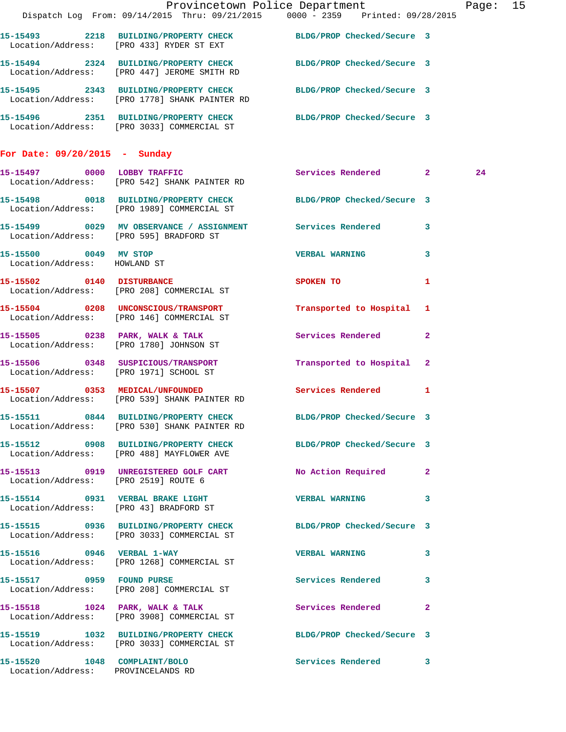15-15493 2218 BUILDING/PROPERTY CHECK BLDG/PROP Checked/Secure 3
Location/Address: [PRO 433] RYDER ST EXT

15-15494 2324 BUILDING/PROPERTY CHECK BLDG/PROP Checked/Secure 3
Location/Address: [PRO 447] JEROME SMITH RD

15-15495 2343 BUILDING/PROPERTY CHECK BLDG/PROP Checked/Secure 3
Location/Address: [PRO 1778] SHANK PAINTER RD

15-15496 2351 BUILDING/PROPERTY CHECK BLDG/PROP Checked/Secure 3
Location/Address: [PRO 3033] COMMERCIAL ST

**For Date: 09/20/2015 - Sunday**

15-15497 0000 LOBBY TRAFFIC Services Rendered 2 24
Location/Address: [PRO 542] SHANK PAINTER RD

15-15498 0018 BUILDING/PROPERTY CHECK BLDG/PROP Checked/Secure 3
Location/Address: [PRO 1989] COMMERCIAL ST

15-15499 0029 MV OBSERVANCE / ASSIGNMENT Services Rendered 3
Location/Address: [PRO 595] BRADFORD ST

15-15500 0049 MV STOP VERBAL WARNING 3
Location/Address: HOWLAND ST

15-15502 0140 DISTURBANCE SPOKEN TO 1
Location/Address: [PRO 208] COMMERCIAL ST

15-15504 0208 UNCONSCIOUS/TRANSPORT Transported to Hospital 1
Location/Address: [PRO 146] COMMERCIAL ST

15-15505 0238 PARK, WALK & TALK Services Rendered 2
Location/Address: [PRO 1780] JOHNSON ST

15-15506 0348 SUSPICIOUS/TRANSPORT Transported to Hospital 2
Location/Address: [PRO 1971] SCHOOL ST

15-15507 0353 MEDICAL/UNFOUNDED Services Rendered 1
Location/Address: [PRO 539] SHANK PAINTER RD

15-15511 0844 BUILDING/PROPERTY CHECK BLDG/PROP Checked/Secure 3
Location/Address: [PRO 530] SHANK PAINTER RD

15-15512 0908 BUILDING/PROPERTY CHECK BLDG/PROP Checked/Secure 3
Location/Address: [PRO 488] MAYFLOWER AVE

15-15513 0919 UNREGISTERED GOLF CART No Action Required 2
Location/Address: [PRO 2519] ROUTE 6

15-15514 0931 VERBAL BRAKE LIGHT VERBAL WARNING 3
Location/Address: [PRO 43] BRADFORD ST

15-15515 0936 BUILDING/PROPERTY CHECK BLDG/PROP Checked/Secure 3
Location/Address: [PRO 3033] COMMERCIAL ST

15-15516 0946 VERBAL 1-WAY VERBAL WARNING 3
Location/Address: [PRO 1268] COMMERCIAL ST

15-15517 0959 FOUND PURSE Services Rendered 3
Location/Address: [PRO 208] COMMERCIAL ST

15-15518 1024 PARK, WALK & TALK Services Rendered 2
Location/Address: [PRO 3908] COMMERCIAL ST

15-15519 1032 BUILDING/PROPERTY CHECK BLDG/PROP Checked/Secure 3
Location/Address: [PRO 3033] COMMERCIAL ST

15-15520 1048 COMPLAINT/BOLO Services Rendered 3
Location/Address: PROVINCELANDS RD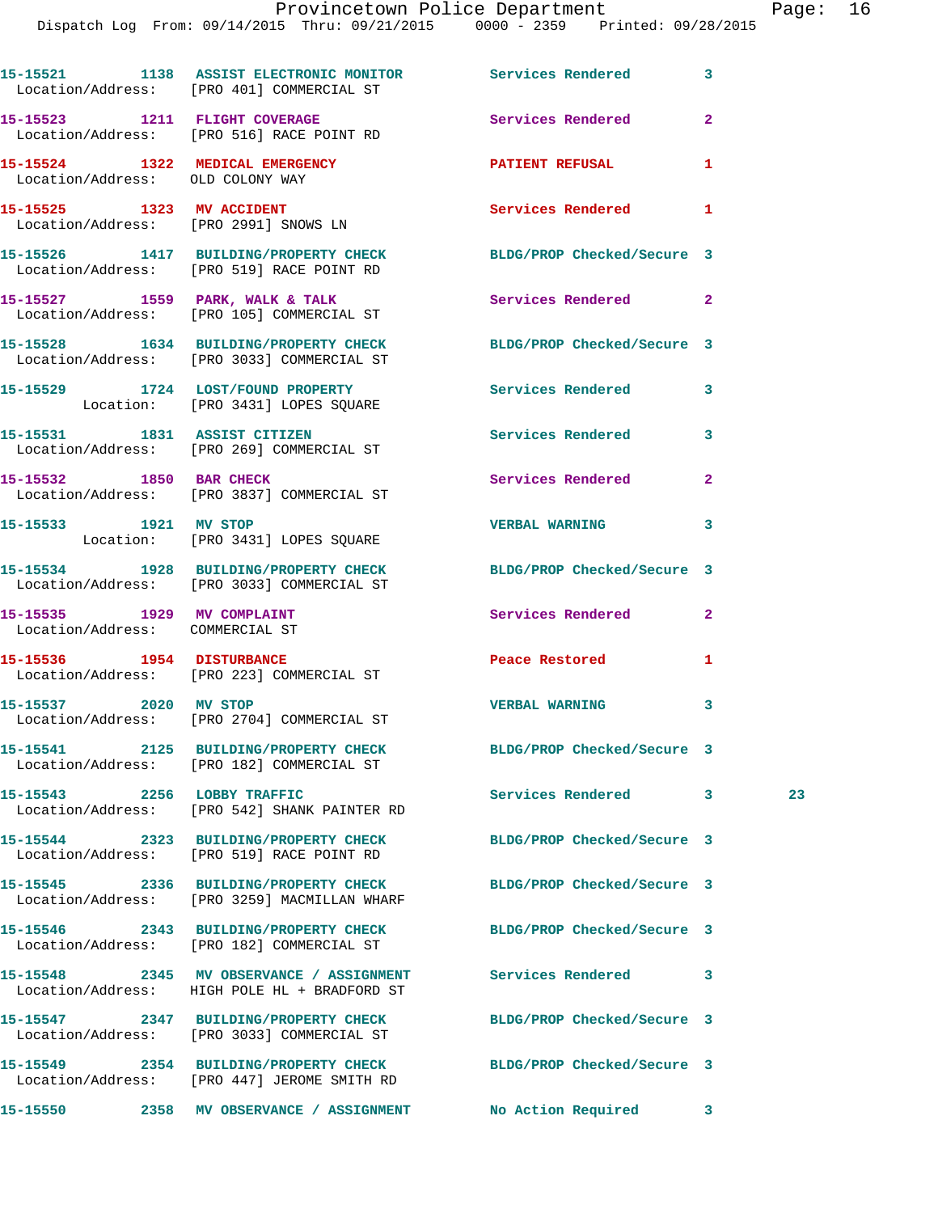| Call Number | Time | Call Type | Action | Priority | |
|---|---|---|---|---|---|
| 15-15521 | 1138 | ASSIST ELECTRONIC MONITOR | Services Rendered | 3 | |
| Location/Address: | | [PRO 401] COMMERCIAL ST | | | |
| 15-15523 | 1211 | FLIGHT COVERAGE | Services Rendered | 2 | |
| Location/Address: | | [PRO 516] RACE POINT RD | | | |
| 15-15524 | 1322 | MEDICAL EMERGENCY | PATIENT REFUSAL | 1 | |
| Location/Address: | | OLD COLONY WAY | | | |
| 15-15525 | 1323 | MV ACCIDENT | Services Rendered | 1 | |
| Location/Address: | | [PRO 2991] SNOWS LN | | | |
| 15-15526 | 1417 | BUILDING/PROPERTY CHECK | BLDG/PROP Checked/Secure | 3 | |
| Location/Address: | | [PRO 519] RACE POINT RD | | | |
| 15-15527 | 1559 | PARK, WALK & TALK | Services Rendered | 2 | |
| Location/Address: | | [PRO 105] COMMERCIAL ST | | | |
| 15-15528 | 1634 | BUILDING/PROPERTY CHECK | BLDG/PROP Checked/Secure | 3 | |
| Location/Address: | | [PRO 3033] COMMERCIAL ST | | | |
| 15-15529 | 1724 | LOST/FOUND PROPERTY | Services Rendered | 3 | |
| Location: | | [PRO 3431] LOPES SQUARE | | | |
| 15-15531 | 1831 | ASSIST CITIZEN | Services Rendered | 3 | |
| Location/Address: | | [PRO 269] COMMERCIAL ST | | | |
| 15-15532 | 1850 | BAR CHECK | Services Rendered | 2 | |
| Location/Address: | | [PRO 3837] COMMERCIAL ST | | | |
| 15-15533 | 1921 | MV STOP | VERBAL WARNING | 3 | |
| Location: | | [PRO 3431] LOPES SQUARE | | | |
| 15-15534 | 1928 | BUILDING/PROPERTY CHECK | BLDG/PROP Checked/Secure | 3 | |
| Location/Address: | | [PRO 3033] COMMERCIAL ST | | | |
| 15-15535 | 1929 | MV COMPLAINT | Services Rendered | 2 | |
| Location/Address: | | COMMERCIAL ST | | | |
| 15-15536 | 1954 | DISTURBANCE | Peace Restored | 1 | |
| Location/Address: | | [PRO 223] COMMERCIAL ST | | | |
| 15-15537 | 2020 | MV STOP | VERBAL WARNING | 3 | |
| Location/Address: | | [PRO 2704] COMMERCIAL ST | | | |
| 15-15541 | 2125 | BUILDING/PROPERTY CHECK | BLDG/PROP Checked/Secure | 3 | |
| Location/Address: | | [PRO 182] COMMERCIAL ST | | | |
| 15-15543 | 2256 | LOBBY TRAFFIC | Services Rendered | 3 | 23 |
| Location/Address: | | [PRO 542] SHANK PAINTER RD | | | |
| 15-15544 | 2323 | BUILDING/PROPERTY CHECK | BLDG/PROP Checked/Secure | 3 | |
| Location/Address: | | [PRO 519] RACE POINT RD | | | |
| 15-15545 | 2336 | BUILDING/PROPERTY CHECK | BLDG/PROP Checked/Secure | 3 | |
| Location/Address: | | [PRO 3259] MACMILLAN WHARF | | | |
| 15-15546 | 2343 | BUILDING/PROPERTY CHECK | BLDG/PROP Checked/Secure | 3 | |
| Location/Address: | | [PRO 182] COMMERCIAL ST | | | |
| 15-15548 | 2345 | MV OBSERVANCE / ASSIGNMENT | Services Rendered | 3 | |
| Location/Address: | | HIGH POLE HL + BRADFORD ST | | | |
| 15-15547 | 2347 | BUILDING/PROPERTY CHECK | BLDG/PROP Checked/Secure | 3 | |
| Location/Address: | | [PRO 3033] COMMERCIAL ST | | | |
| 15-15549 | 2354 | BUILDING/PROPERTY CHECK | BLDG/PROP Checked/Secure | 3 | |
| Location/Address: | | [PRO 447] JEROME SMITH RD | | | |
| 15-15550 | 2358 | MV OBSERVANCE / ASSIGNMENT | No Action Required | 3 | |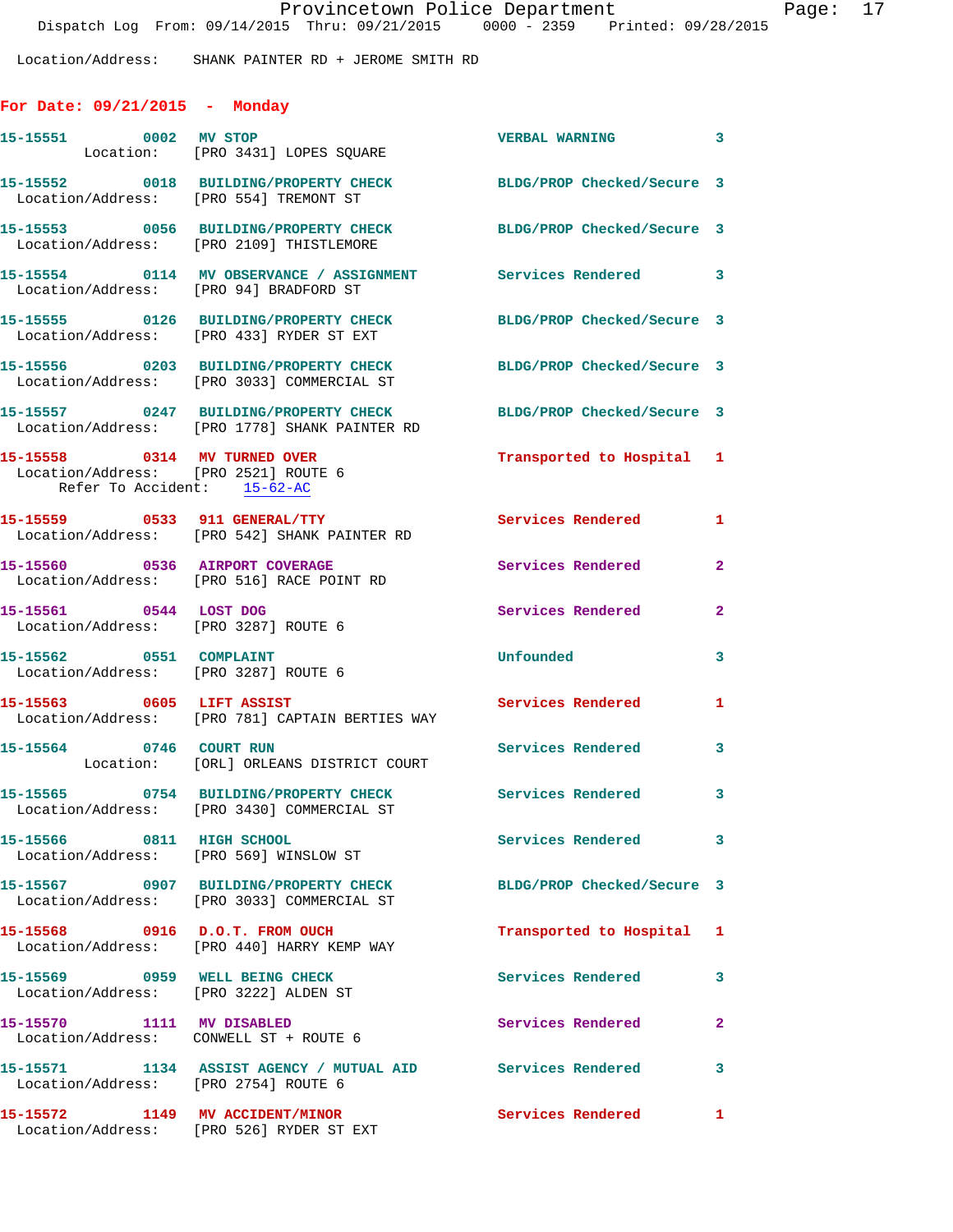Location/Address: SHANK PAINTER RD + JEROME SMITH RD

## For Date: 09/21/2015 - Monday

**15-15551** 0002 **MV STOP** VERBAL WARNING 3
Location: [PRO 3431] LOPES SQUARE

**15-15552** 0018 **BUILDING/PROPERTY CHECK** BLDG/PROP Checked/Secure 3
Location/Address: [PRO 554] TREMONT ST

**15-15553** 0056 **BUILDING/PROPERTY CHECK** BLDG/PROP Checked/Secure 3
Location/Address: [PRO 2109] THISTLEMORE

**15-15554** 0114 **MV OBSERVANCE / ASSIGNMENT** Services Rendered 3
Location/Address: [PRO 94] BRADFORD ST

**15-15555** 0126 **BUILDING/PROPERTY CHECK** BLDG/PROP Checked/Secure 3
Location/Address: [PRO 433] RYDER ST EXT

**15-15556** 0203 **BUILDING/PROPERTY CHECK** BLDG/PROP Checked/Secure 3
Location/Address: [PRO 3033] COMMERCIAL ST

**15-15557** 0247 **BUILDING/PROPERTY CHECK** BLDG/PROP Checked/Secure 3
Location/Address: [PRO 1778] SHANK PAINTER RD

**15-15558** 0314 **MV TURNED OVER** Transported to Hospital 1
Location/Address: [PRO 2521] ROUTE 6
Refer To Accident: 15-62-AC

**15-15559** 0533 **911 GENERAL/TTY** Services Rendered 1
Location/Address: [PRO 542] SHANK PAINTER RD

**15-15560** 0536 **AIRPORT COVERAGE** Services Rendered 2
Location/Address: [PRO 516] RACE POINT RD

**15-15561** 0544 **LOST DOG** Services Rendered 2
Location/Address: [PRO 3287] ROUTE 6

**15-15562** 0551 **COMPLAINT** Unfounded 3
Location/Address: [PRO 3287] ROUTE 6

**15-15563** 0605 **LIFT ASSIST** Services Rendered 1
Location/Address: [PRO 781] CAPTAIN BERTIES WAY

**15-15564** 0746 **COURT RUN** Services Rendered 3
Location: [ORL] ORLEANS DISTRICT COURT

**15-15565** 0754 **BUILDING/PROPERTY CHECK** Services Rendered 3
Location/Address: [PRO 3430] COMMERCIAL ST

**15-15566** 0811 **HIGH SCHOOL** Services Rendered 3
Location/Address: [PRO 569] WINSLOW ST

**15-15567** 0907 **BUILDING/PROPERTY CHECK** BLDG/PROP Checked/Secure 3
Location/Address: [PRO 3033] COMMERCIAL ST

**15-15568** 0916 **D.O.T. FROM OUCH** Transported to Hospital 1
Location/Address: [PRO 440] HARRY KEMP WAY

**15-15569** 0959 **WELL BEING CHECK** Services Rendered 3
Location/Address: [PRO 3222] ALDEN ST

**15-15570** 1111 **MV DISABLED** Services Rendered 2
Location/Address: CONWELL ST + ROUTE 6

**15-15571** 1134 **ASSIST AGENCY / MUTUAL AID** Services Rendered 3
Location/Address: [PRO 2754] ROUTE 6

**15-15572** 1149 **MV ACCIDENT/MINOR** Services Rendered 1
Location/Address: [PRO 526] RYDER ST EXT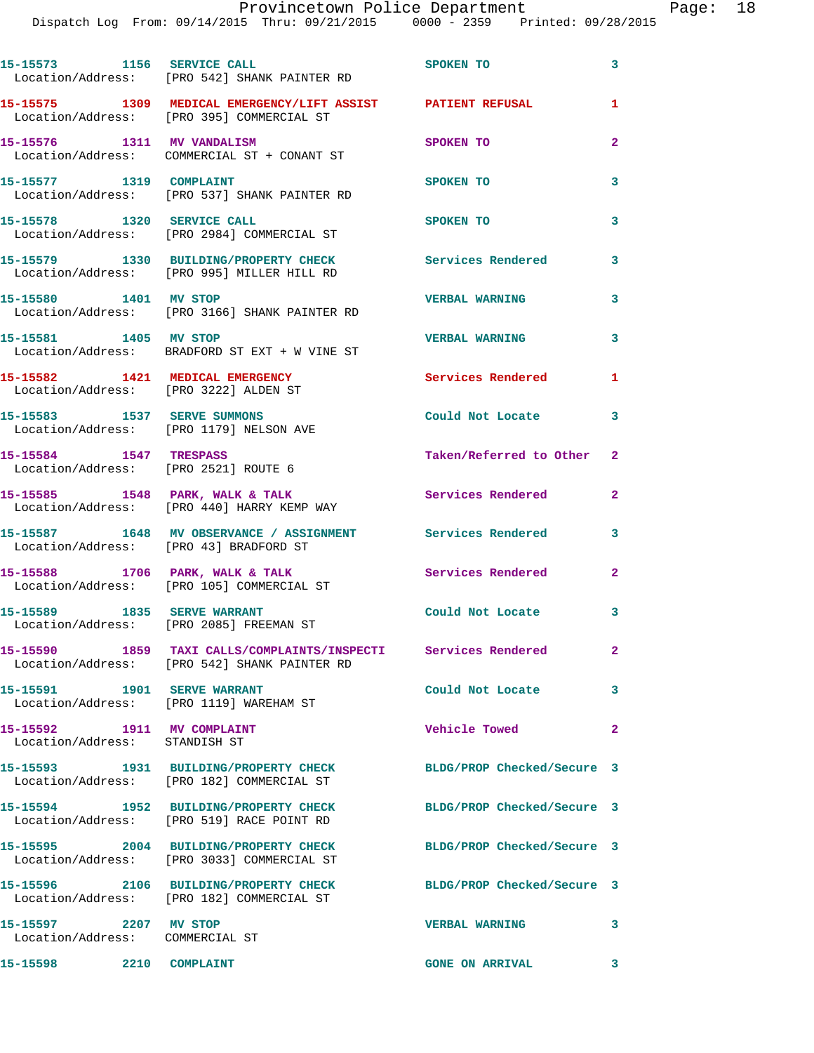| Call Number | Time | Call Reason | Action | Priority |
|---|---|---|---|---|
| 15-15573 | 1156 | SERVICE CALL | SPOKEN TO | 3 |
| Location/Address: | | [PRO 542] SHANK PAINTER RD | | |
| 15-15575 | 1309 | MEDICAL EMERGENCY/LIFT ASSIST | PATIENT REFUSAL | 1 |
| Location/Address: | | [PRO 395] COMMERCIAL ST | | |
| 15-15576 | 1311 | MV VANDALISM | SPOKEN TO | 2 |
| Location/Address: | | COMMERCIAL ST + CONANT ST | | |
| 15-15577 | 1319 | COMPLAINT | SPOKEN TO | 3 |
| Location/Address: | | [PRO 537] SHANK PAINTER RD | | |
| 15-15578 | 1320 | SERVICE CALL | SPOKEN TO | 3 |
| Location/Address: | | [PRO 2984] COMMERCIAL ST | | |
| 15-15579 | 1330 | BUILDING/PROPERTY CHECK | Services Rendered | 3 |
| Location/Address: | | [PRO 995] MILLER HILL RD | | |
| 15-15580 | 1401 | MV STOP | VERBAL WARNING | 3 |
| Location/Address: | | [PRO 3166] SHANK PAINTER RD | | |
| 15-15581 | 1405 | MV STOP | VERBAL WARNING | 3 |
| Location/Address: | | BRADFORD ST EXT + W VINE ST | | |
| 15-15582 | 1421 | MEDICAL EMERGENCY | Services Rendered | 1 |
| Location/Address: | | [PRO 3222] ALDEN ST | | |
| 15-15583 | 1537 | SERVE SUMMONS | Could Not Locate | 3 |
| Location/Address: | | [PRO 1179] NELSON AVE | | |
| 15-15584 | 1547 | TRESPASS | Taken/Referred to Other | 2 |
| Location/Address: | | [PRO 2521] ROUTE 6 | | |
| 15-15585 | 1548 | PARK, WALK & TALK | Services Rendered | 2 |
| Location/Address: | | [PRO 440] HARRY KEMP WAY | | |
| 15-15587 | 1648 | MV OBSERVANCE / ASSIGNMENT | Services Rendered | 3 |
| Location/Address: | | [PRO 43] BRADFORD ST | | |
| 15-15588 | 1706 | PARK, WALK & TALK | Services Rendered | 2 |
| Location/Address: | | [PRO 105] COMMERCIAL ST | | |
| 15-15589 | 1835 | SERVE WARRANT | Could Not Locate | 3 |
| Location/Address: | | [PRO 2085] FREEMAN ST | | |
| 15-15590 | 1859 | TAXI CALLS/COMPLAINTS/INSPECTI | Services Rendered | 2 |
| Location/Address: | | [PRO 542] SHANK PAINTER RD | | |
| 15-15591 | 1901 | SERVE WARRANT | Could Not Locate | 3 |
| Location/Address: | | [PRO 1119] WAREHAM ST | | |
| 15-15592 | 1911 | MV COMPLAINT | Vehicle Towed | 2 |
| Location/Address: | | STANDISH ST | | |
| 15-15593 | 1931 | BUILDING/PROPERTY CHECK | BLDG/PROP Checked/Secure | 3 |
| Location/Address: | | [PRO 182] COMMERCIAL ST | | |
| 15-15594 | 1952 | BUILDING/PROPERTY CHECK | BLDG/PROP Checked/Secure | 3 |
| Location/Address: | | [PRO 519] RACE POINT RD | | |
| 15-15595 | 2004 | BUILDING/PROPERTY CHECK | BLDG/PROP Checked/Secure | 3 |
| Location/Address: | | [PRO 3033] COMMERCIAL ST | | |
| 15-15596 | 2106 | BUILDING/PROPERTY CHECK | BLDG/PROP Checked/Secure | 3 |
| Location/Address: | | [PRO 182] COMMERCIAL ST | | |
| 15-15597 | 2207 | MV STOP | VERBAL WARNING | 3 |
| Location/Address: | | COMMERCIAL ST | | |
| 15-15598 | 2210 | COMPLAINT | GONE ON ARRIVAL | 3 |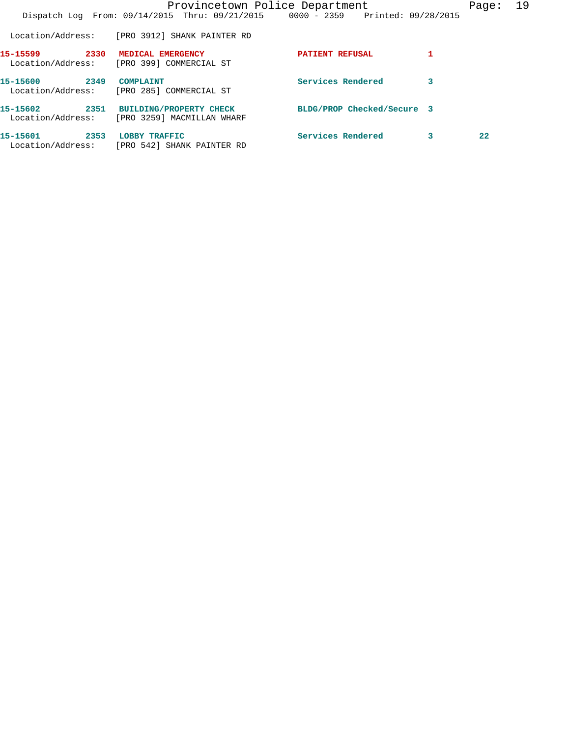Location/Address: [PRO 3912] SHANK PAINTER RD

| | | | | | |
|---|---|---|---|---|---|
| 15-15599 | 2330 | MEDICAL EMERGENCY | PATIENT REFUSAL | 1 | |
| Location/Address: | [PRO 399] COMMERCIAL ST | | | | |
| 15-15600 | 2349 | COMPLAINT | Services Rendered | 3 | |
| Location/Address: | [PRO 285] COMMERCIAL ST | | | | |
| 15-15602 | 2351 | BUILDING/PROPERTY CHECK | BLDG/PROP Checked/Secure | 3 | |
| Location/Address: | [PRO 3259] MACMILLAN WHARF | | | | |
| 15-15601 | 2353 | LOBBY TRAFFIC | Services Rendered | 3 | 22 |
| Location/Address: | [PRO 542] SHANK PAINTER RD | | | | |